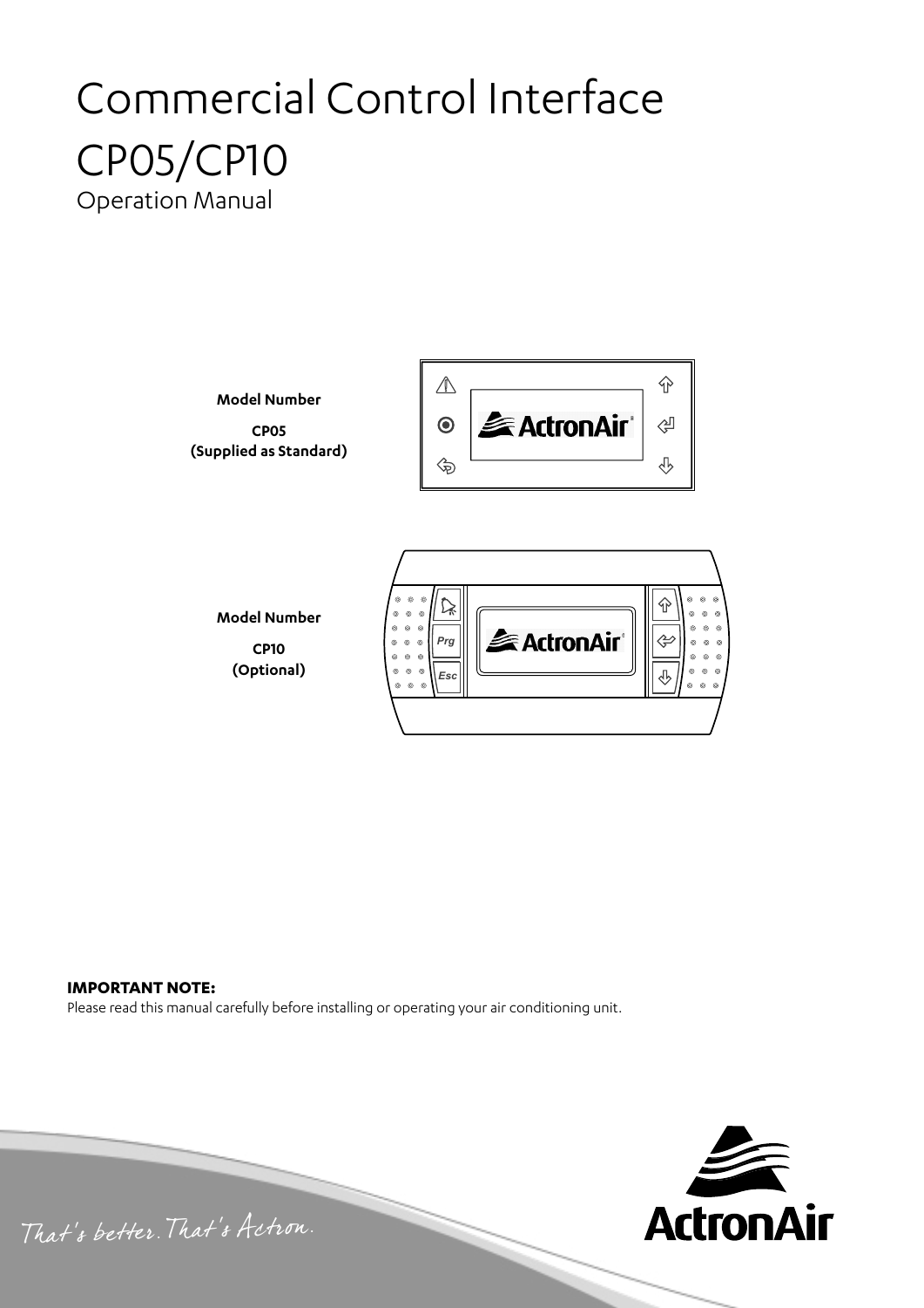# Commercial Control Interface CP05/CP10

Operation Manual

**Model Number**

**CP05**
**(Supplied as Standard)**

**Model Number**

**CP10**
**(Optional)**

**IMPORTANT NOTE:**
Please read this manual carefully before installing or operating your air conditioning unit.

That's better. That's Actron.

ActronAir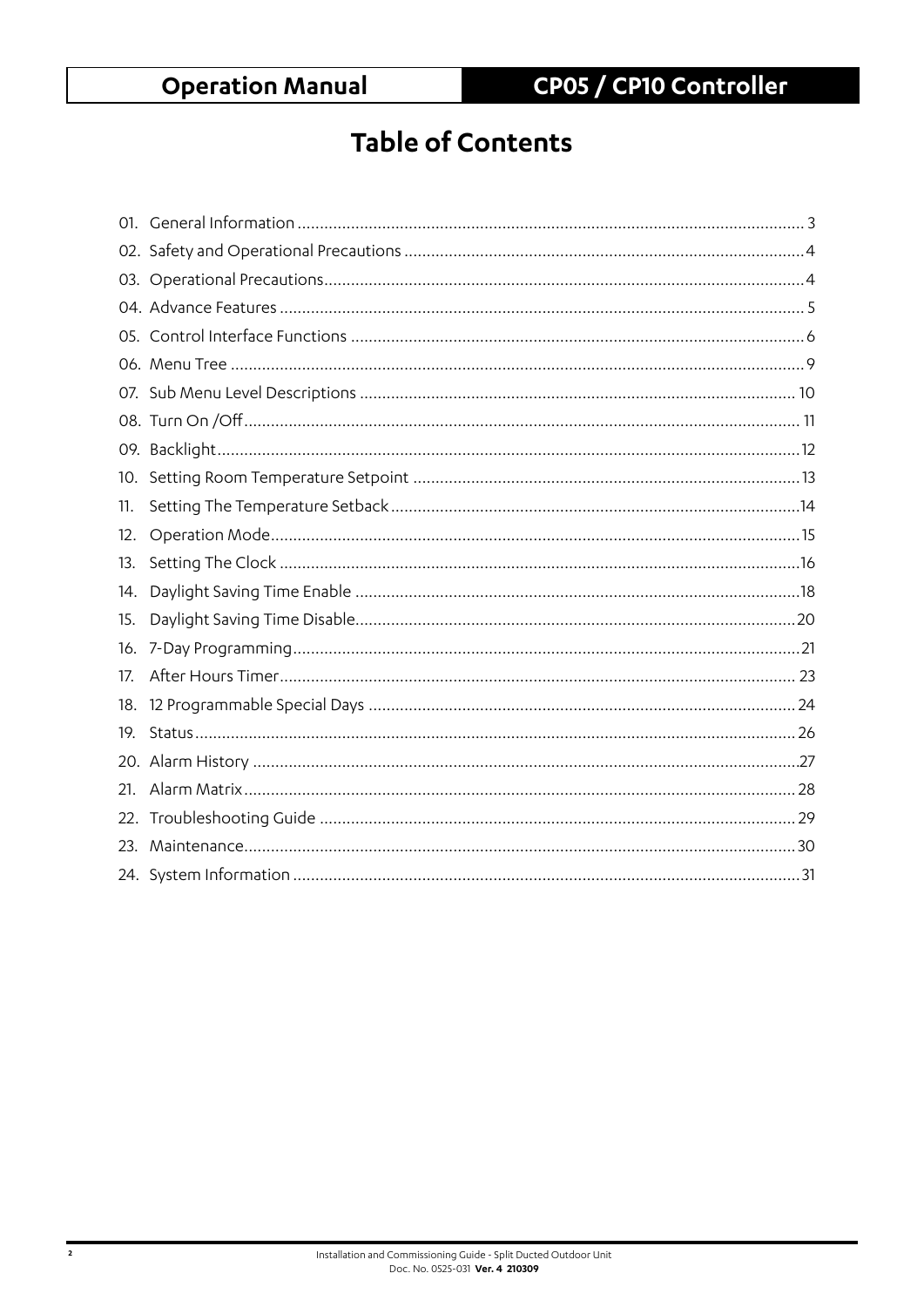# Table of Contents

| | | |
|---|---|---|
| 01. | General Information | 3 |
| 02. | Safety and Operational Precautions | 4 |
| 03. | Operational Precautions | 4 |
| 04. | Advance Features | 5 |
| 05. | Control Interface Functions | 6 |
| 06. | Menu Tree | 9 |
| 07. | Sub Menu Level Descriptions | 10 |
| 08. | Turn On /Off | 11 |
| 09. | Backlight | 12 |
| 10. | Setting Room Temperature Setpoint | 13 |
| 11. | Setting The Temperature Setback | 14 |
| 12. | Operation Mode | 15 |
| 13. | Setting The Clock | 16 |
| 14. | Daylight Saving Time Enable | 18 |
| 15. | Daylight Saving Time Disable | 20 |
| 16. | 7-Day Programming | 21 |
| 17. | After Hours Timer | 23 |
| 18. | 12 Programmable Special Days | 24 |
| 19. | Status | 26 |
| 20. | Alarm History | 27 |
| 21. | Alarm Matrix | 28 |
| 22. | Troubleshooting Guide | 29 |
| 23. | Maintenance | 30 |
| 24. | System Information | 31 |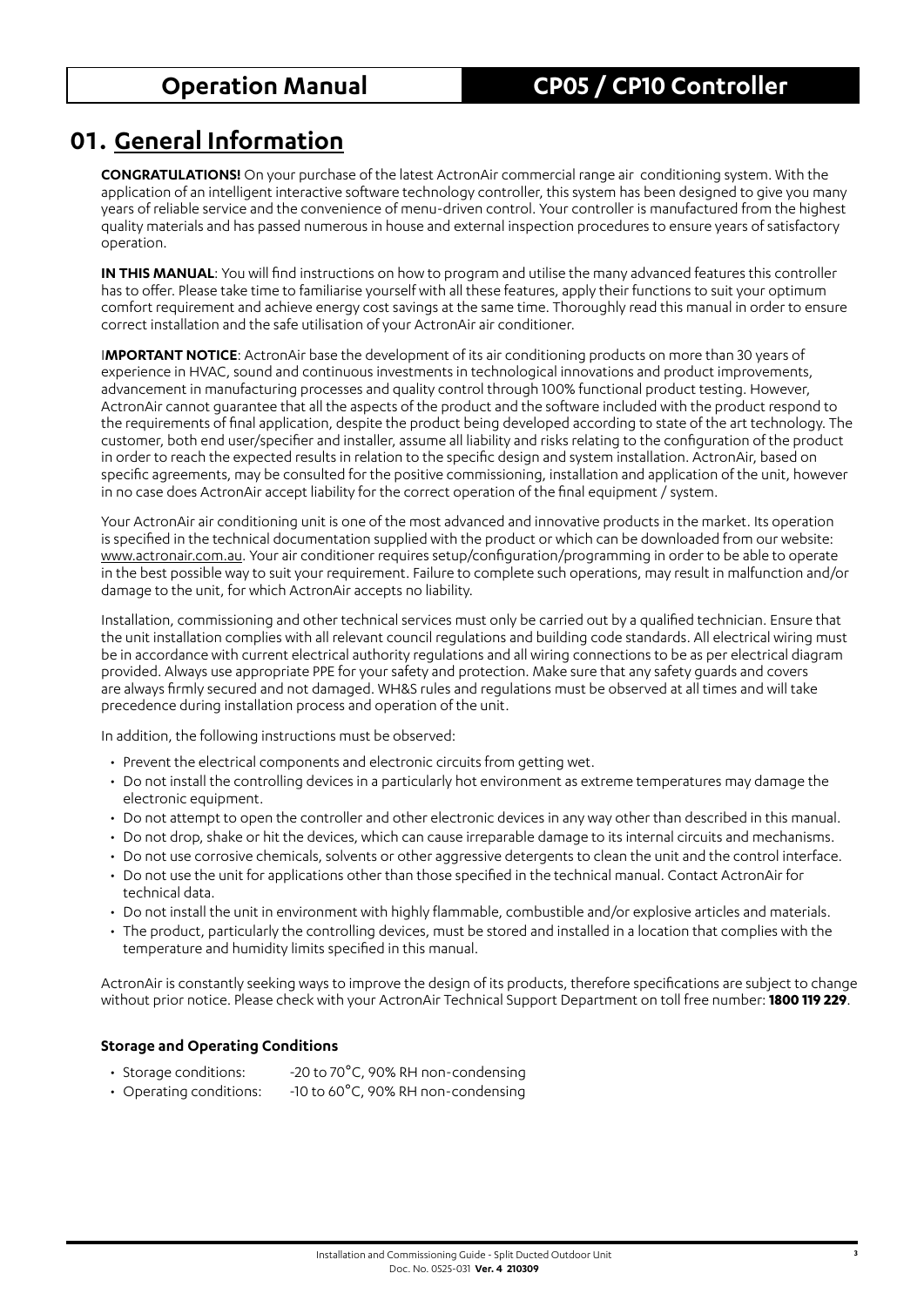# 01. General Information

**CONGRATULATIONS!** On your purchase of the latest ActronAir commercial range air conditioning system. With the application of an intelligent interactive software technology controller, this system has been designed to give you many years of reliable service and the convenience of menu-driven control. Your controller is manufactured from the highest quality materials and has passed numerous in house and external inspection procedures to ensure years of satisfactory operation.

**IN THIS MANUAL**: You will find instructions on how to program and utilise the many advanced features this controller has to offer. Please take time to familiarise yourself with all these features, apply their functions to suit your optimum comfort requirement and achieve energy cost savings at the same time. Thoroughly read this manual in order to ensure correct installation and the safe utilisation of your ActronAir air conditioner.

I**MPORTANT NOTICE**: ActronAir base the development of its air conditioning products on more than 30 years of experience in HVAC, sound and continuous investments in technological innovations and product improvements, advancement in manufacturing processes and quality control through 100% functional product testing. However, ActronAir cannot guarantee that all the aspects of the product and the software included with the product respond to the requirements of final application, despite the product being developed according to state of the art technology. The customer, both end user/specifier and installer, assume all liability and risks relating to the configuration of the product in order to reach the expected results in relation to the specific design and system installation. ActronAir, based on specific agreements, may be consulted for the positive commissioning, installation and application of the unit, however in no case does ActronAir accept liability for the correct operation of the final equipment / system.

Your ActronAir air conditioning unit is one of the most advanced and innovative products in the market. Its operation is specified in the technical documentation supplied with the product or which can be downloaded from our website: www.actronair.com.au. Your air conditioner requires setup/configuration/programming in order to be able to operate in the best possible way to suit your requirement. Failure to complete such operations, may result in malfunction and/or damage to the unit, for which ActronAir accepts no liability.

Installation, commissioning and other technical services must only be carried out by a qualified technician. Ensure that the unit installation complies with all relevant council regulations and building code standards. All electrical wiring must be in accordance with current electrical authority regulations and all wiring connections to be as per electrical diagram provided. Always use appropriate PPE for your safety and protection. Make sure that any safety guards and covers are always firmly secured and not damaged. WH&S rules and regulations must be observed at all times and will take precedence during installation process and operation of the unit.

In addition, the following instructions must be observed:

- Prevent the electrical components and electronic circuits from getting wet.
- Do not install the controlling devices in a particularly hot environment as extreme temperatures may damage the electronic equipment.
- Do not attempt to open the controller and other electronic devices in any way other than described in this manual.
- Do not drop, shake or hit the devices, which can cause irreparable damage to its internal circuits and mechanisms.
- Do not use corrosive chemicals, solvents or other aggressive detergents to clean the unit and the control interface.
- Do not use the unit for applications other than those specified in the technical manual. Contact ActronAir for technical data.
- Do not install the unit in environment with highly flammable, combustible and/or explosive articles and materials.
- The product, particularly the controlling devices, must be stored and installed in a location that complies with the temperature and humidity limits specified in this manual.

ActronAir is constantly seeking ways to improve the design of its products, therefore specifications are subject to change without prior notice. Please check with your ActronAir Technical Support Department on toll free number: **1800 119 229**.

### Storage and Operating Conditions

- Storage conditions: -20 to 70°C, 90% RH non-condensing
- Operating conditions: -10 to 60°C, 90% RH non-condensing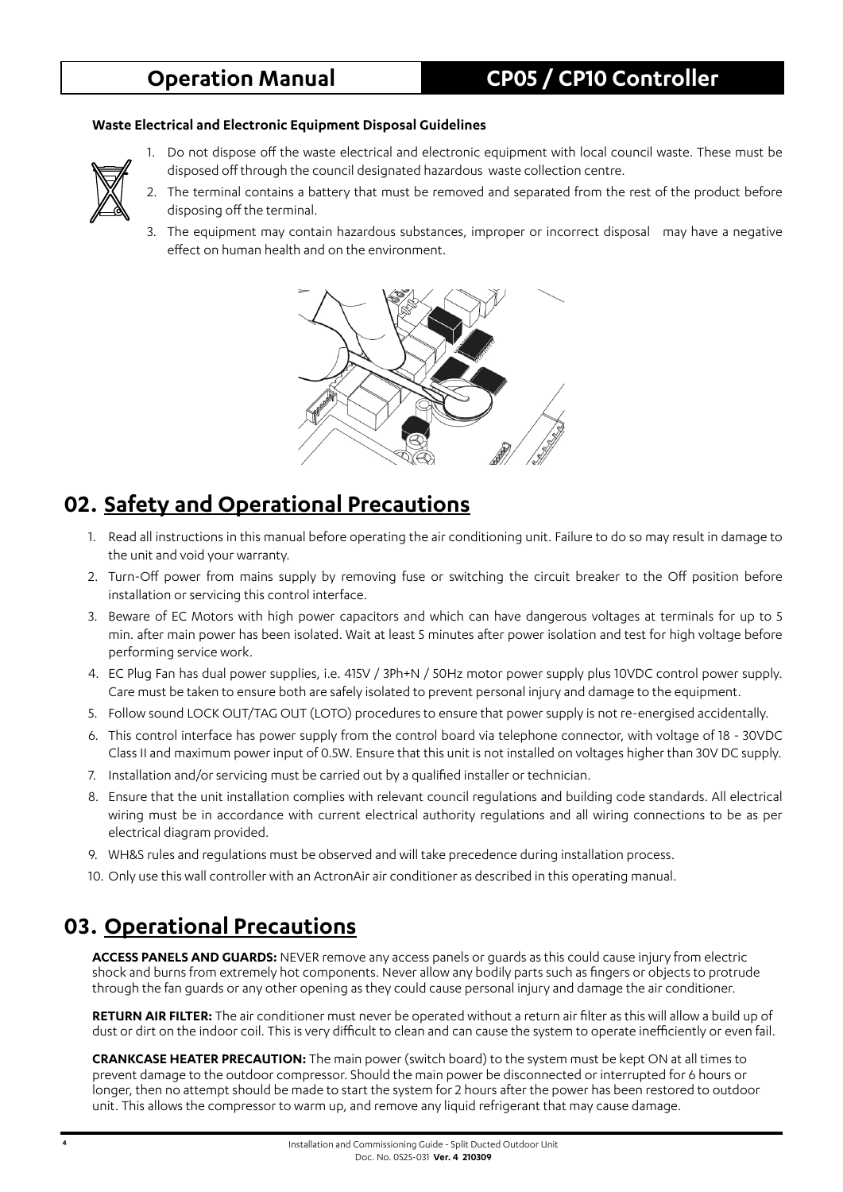**Waste Electrical and Electronic Equipment Disposal Guidelines**

1. Do not dispose off the waste electrical and electronic equipment with local council waste. These must be disposed off through the council designated hazardous waste collection centre.
2. The terminal contains a battery that must be removed and separated from the rest of the product before disposing off the terminal.
3. The equipment may contain hazardous substances, improper or incorrect disposal may have a negative effect on human health and on the environment.

## 02. Safety and Operational Precautions

1. Read all instructions in this manual before operating the air conditioning unit. Failure to do so may result in damage to the unit and void your warranty.
2. Turn-Off power from mains supply by removing fuse or switching the circuit breaker to the Off position before installation or servicing this control interface.
3. Beware of EC Motors with high power capacitors and which can have dangerous voltages at terminals for up to 5 min. after main power has been isolated. Wait at least 5 minutes after power isolation and test for high voltage before performing service work.
4. EC Plug Fan has dual power supplies, i.e. 415V / 3Ph+N / 50Hz motor power supply plus 10VDC control power supply. Care must be taken to ensure both are safely isolated to prevent personal injury and damage to the equipment.
5. Follow sound LOCK OUT/TAG OUT (LOTO) procedures to ensure that power supply is not re-energised accidentally.
6. This control interface has power supply from the control board via telephone connector, with voltage of 18 - 30VDC Class II and maximum power input of 0.5W. Ensure that this unit is not installed on voltages higher than 30V DC supply.
7. Installation and/or servicing must be carried out by a qualified installer or technician.
8. Ensure that the unit installation complies with relevant council regulations and building code standards. All electrical wiring must be in accordance with current electrical authority regulations and all wiring connections to be as per electrical diagram provided.
9. WH&S rules and regulations must be observed and will take precedence during installation process.
10. Only use this wall controller with an ActronAir air conditioner as described in this operating manual.

## 03. Operational Precautions

**ACCESS PANELS AND GUARDS:** NEVER remove any access panels or guards as this could cause injury from electric shock and burns from extremely hot components. Never allow any bodily parts such as fingers or objects to protrude through the fan guards or any other opening as they could cause personal injury and damage the air conditioner.

**RETURN AIR FILTER:** The air conditioner must never be operated without a return air filter as this will allow a build up of dust or dirt on the indoor coil. This is very difficult to clean and can cause the system to operate inefficiently or even fail.

**CRANKCASE HEATER PRECAUTION:** The main power (switch board) to the system must be kept ON at all times to prevent damage to the outdoor compressor. Should the main power be disconnected or interrupted for 6 hours or longer, then no attempt should be made to start the system for 2 hours after the power has been restored to outdoor unit. This allows the compressor to warm up, and remove any liquid refrigerant that may cause damage.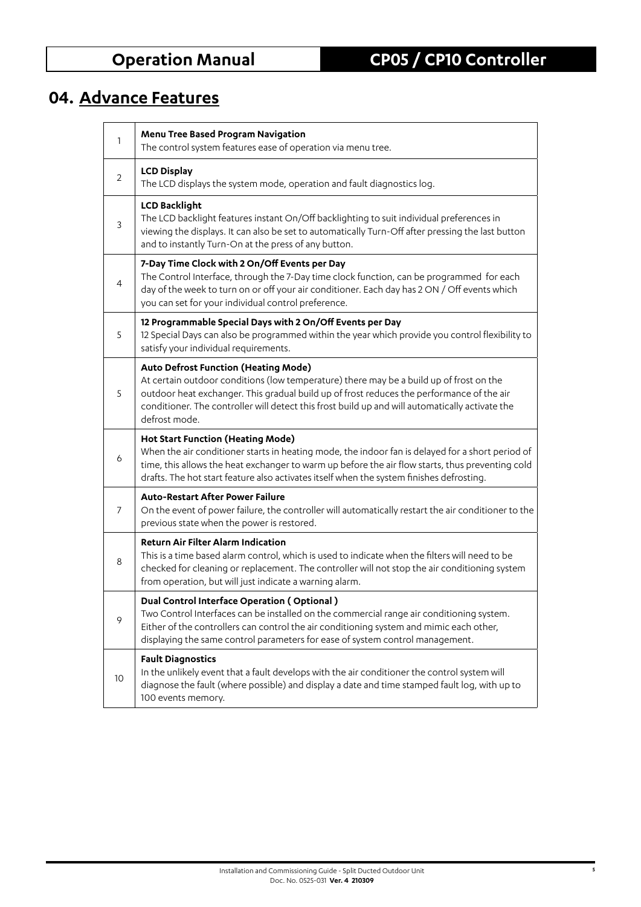# 04. Advance Features

| | |
|---|---|
| 1 | **Menu Tree Based Program Navigation**<br>The control system features ease of operation via menu tree. |
| 2 | **LCD Display**<br>The LCD displays the system mode, operation and fault diagnostics log. |
| 3 | **LCD Backlight**<br>The LCD backlight features instant On/Off backlighting to suit individual preferences in viewing the displays. It can also be set to automatically Turn-Off after pressing the last button and to instantly Turn-On at the press of any button. |
| 4 | **7-Day Time Clock with 2 On/Off Events per Day**<br>The Control Interface, through the 7-Day time clock function, can be programmed for each day of the week to turn on or off your air conditioner. Each day has 2 ON / Off events which you can set for your individual control preference. |
| 5 | **12 Programmable Special Days with 2 On/Off Events per Day**<br>12 Special Days can also be programmed within the year which provide you control flexibility to satisfy your individual requirements. |
| 5 | **Auto Defrost Function (Heating Mode)**<br>At certain outdoor conditions (low temperature) there may be a build up of frost on the outdoor heat exchanger. This gradual build up of frost reduces the performance of the air conditioner. The controller will detect this frost build up and will automatically activate the defrost mode. |
| 6 | **Hot Start Function (Heating Mode)**<br>When the air conditioner starts in heating mode, the indoor fan is delayed for a short period of time, this allows the heat exchanger to warm up before the air flow starts, thus preventing cold drafts. The hot start feature also activates itself when the system finishes defrosting. |
| 7 | **Auto-Restart After Power Failure**<br>On the event of power failure, the controller will automatically restart the air conditioner to the previous state when the power is restored. |
| 8 | **Return Air Filter Alarm Indication**<br>This is a time based alarm control, which is used to indicate when the filters will need to be checked for cleaning or replacement. The controller will not stop the air conditioning system from operation, but will just indicate a warning alarm. |
| 9 | **Dual Control Interface Operation ( Optional )**<br>Two Control Interfaces can be installed on the commercial range air conditioning system. Either of the controllers can control the air conditioning system and mimic each other, displaying the same control parameters for ease of system control management. |
| 10 | **Fault Diagnostics**<br>In the unlikely event that a fault develops with the air conditioner the control system will diagnose the fault (where possible) and display a date and time stamped fault log, with up to 100 events memory. |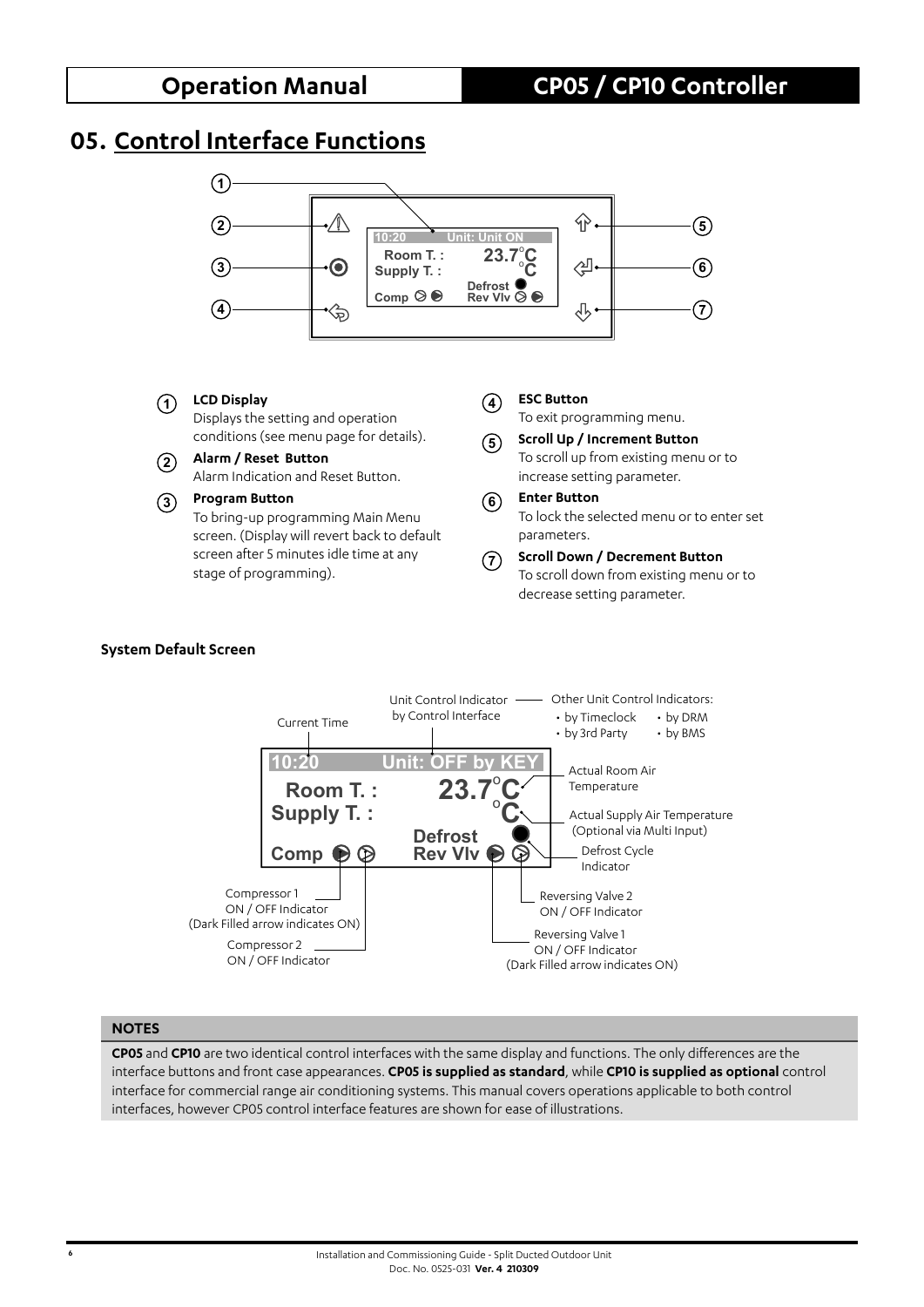## 05. Control Interface Functions

1. **LCD Display**
   Displays the setting and operation conditions (see menu page for details).
2. **Alarm / Reset Button**
   Alarm Indication and Reset Button.
3. **Program Button**
   To bring-up programming Main Menu screen. (Display will revert back to default screen after 5 minutes idle time at any stage of programming).
4. **ESC Button**
   To exit programming menu.
5. **Scroll Up / Increment Button**
   To scroll up from existing menu or to increase setting parameter.
6. **Enter Button**
   To lock the selected menu or to enter set parameters.
7. **Scroll Down / Decrement Button**
   To scroll down from existing menu or to decrease setting parameter.

**System Default Screen**

- Current Time
- Unit Control Indicator by Control Interface
- Other Unit Control Indicators:
  - by Timeclock
  - by DRM
  - by 3rd Party
  - by BMS
- Actual Room Air Temperature
- Actual Supply Air Temperature (Optional via Multi Input)
- Defrost Cycle Indicator
- Reversing Valve 2 ON / OFF Indicator
- Reversing Valve 1 ON / OFF Indicator (Dark Filled arrow indicates ON)
- Compressor 1 ON / OFF Indicator (Dark Filled arrow indicates ON)
- Compressor 2 ON / OFF Indicator

### NOTES

**CP05** and **CP10** are two identical control interfaces with the same display and functions. The only differences are the interface buttons and front case appearances. **CP05 is supplied as standard**, while **CP10 is supplied as optional** control interface for commercial range air conditioning systems. This manual covers operations applicable to both control interfaces, however CP05 control interface features are shown for ease of illustrations.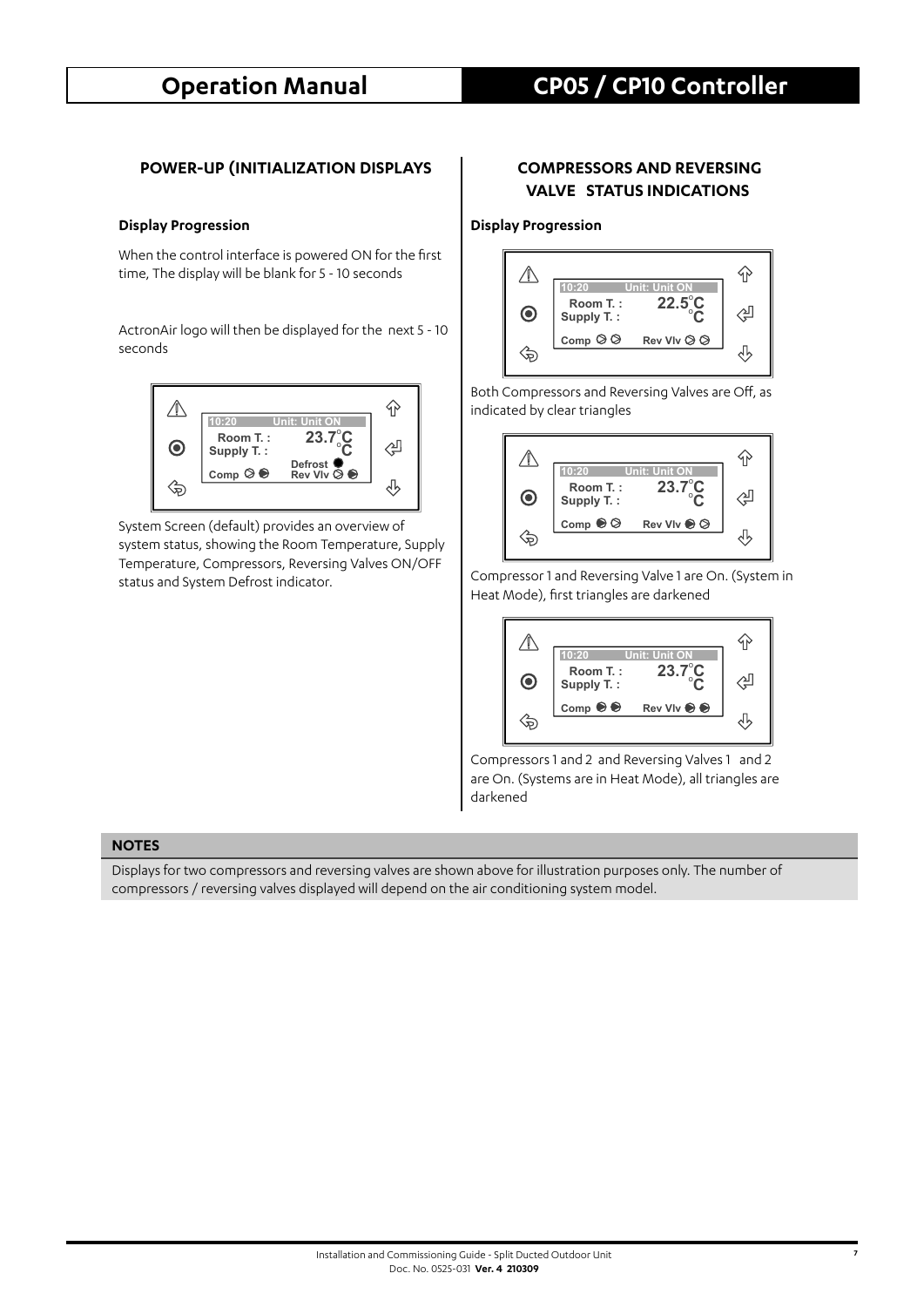## POWER-UP (INITIALIZATION DISPLAYS

### Display Progression

When the control interface is powered ON for the first time, The display will be blank for 5 - 10 seconds

ActronAir logo will then be displayed for the next 5 - 10 seconds

System Screen (default) provides an overview of system status, showing the Room Temperature, Supply Temperature, Compressors, Reversing Valves ON/OFF status and System Defrost indicator.

## COMPRESSORS AND REVERSING VALVE STATUS INDICATIONS

### Display Progression

Both Compressors and Reversing Valves are Off, as indicated by clear triangles

Compressor 1 and Reversing Valve 1 are On. (System in Heat Mode), first triangles are darkened

Compressors 1 and 2 and Reversing Valves 1 and 2 are On. (Systems are in Heat Mode), all triangles are darkened

### NOTES

Displays for two compressors and reversing valves are shown above for illustration purposes only. The number of compressors / reversing valves displayed will depend on the air conditioning system model.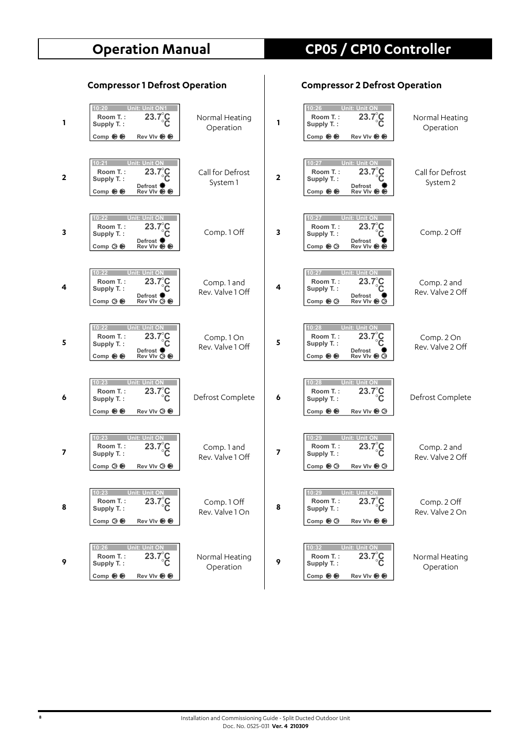## Compressor 1 Defrost Operation

| Step | Display | Description |
|---|---|---|
| 1 | 10:20 Unit: Unit ON1 / Room T. : 23.7°C / Supply T. : °C / Comp ● ● Rev Vlv ● ● | Normal Heating Operation |
| 2 | 10:21 Unit: Unit ON / Room T. : 23.7°C / Supply T. : °C / Defrost ● / Comp ● ● Rev Vlv ● ● | Call for Defrost System 1 |
| 3 | 10:22 Unit: Unit ON / Room T. : 23.7°C / Supply T. : °C / Defrost ● / Comp ○ ● Rev Vlv ● ● | Comp. 1 Off |
| 4 | 10:22 Unit: Unit ON / Room T. : 23.7°C / Supply T. : °C / Defrost ● / Comp ○ ● Rev Vlv ○ ● | Comp. 1 and Rev. Valve 1 Off |
| 5 | 10:22 Unit: Unit ON / Room T. : 23.7°C / Supply T. : °C / Defrost ● / Comp ● ● Rev Vlv ○ ● | Comp. 1 On Rev. Valve 1 Off |
| 6 | 10:23 Unit: Unit ON / Room T. : 23.7°C / Supply T. : °C / Comp ● ● Rev Vlv ○ ● | Defrost Complete |
| 7 | 10:23 Unit: Unit ON / Room T. : 23.7°C / Supply T. : °C / Comp ○ ● Rev Vlv ○ ● | Comp. 1 and Rev. Valve 1 Off |
| 8 | 10:23 Unit: Unit ON / Room T. : 23.7°C / Supply T. : °C / Comp ○ ● Rev Vlv ● ● | Comp. 1 Off Rev. Valve 1 On |
| 9 | 10:26 Unit: Unit ON / Room T. : 23.7°C / Supply T. : °C / Comp ● ● Rev Vlv ● ● | Normal Heating Operation |

## Compressor 2 Defrost Operation

| Step | Display | Description |
|---|---|---|
| 1 | 10:26 Unit: Unit ON / Room T. : 23.7°C / Supply T. : °C / Comp ● ● Rev Vlv ● ● | Normal Heating Operation |
| 2 | 10:27 Unit: Unit ON / Room T. : 23.7°C / Supply T. : °C / Defrost ● / Comp ● ● Rev Vlv ● ● | Call for Defrost System 2 |
| 3 | 10:27 Unit: Unit ON / Room T. : 23.7°C / Supply T. : °C / Defrost ● / Comp ● ○ Rev Vlv ● ● | Comp. 2 Off |
| 4 | 10:27 Unit: Unit ON / Room T. : 23.7°C / Supply T. : °C / Defrost ● / Comp ● ○ Rev Vlv ● ○ | Comp. 2 and Rev. Valve 2 Off |
| 5 | 10:28 Unit: Unit ON / Room T. : 23.7°C / Supply T. : °C / Defrost ● / Comp ● ● Rev Vlv ● ○ | Comp. 2 On Rev. Valve 2 Off |
| 6 | 10:28 Unit: Unit ON / Room T. : 23.7°C / Supply T. : °C / Comp ● ● Rev Vlv ● ○ | Defrost Complete |
| 7 | 10:29 Unit: Unit ON / Room T. : 23.7°C / Supply T. : °C / Comp ● ○ Rev Vlv ● ○ | Comp. 2 and Rev. Valve 2 Off |
| 8 | 10:29 Unit: Unit ON / Room T. : 23.7°C / Supply T. : °C / Comp ● ○ Rev Vlv ● ● | Comp. 2 Off Rev. Valve 2 On |
| 9 | 10:32 Unit: Unit ON / Room T. : 23.7°C / Supply T. : °C / Comp ● ● Rev Vlv ● ● | Normal Heating Operation |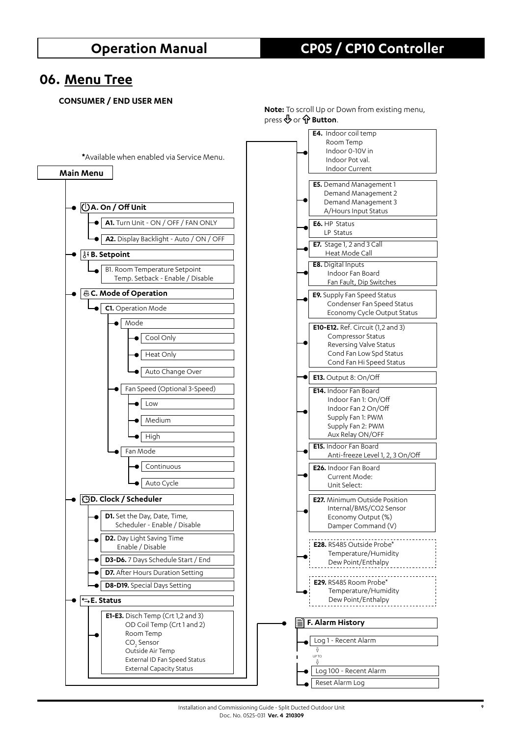## 06. Menu Tree

**CONSUMER / END USER MEN**

**Note:** To scroll Up or Down from existing menu, press ⇩ or ⇧ **Button**.

***Available when enabled via Service Menu.**

**Main Menu**

- **A. On / Off Unit**
  - **A1.** Turn Unit - ON / OFF / FAN ONLY
  - **A2.** Display Backlight - Auto / ON / OFF
- **B. Setpoint**
  - B1. Room Temperature Setpoint
    Temp. Setback - Enable / Disable
- **C. Mode of Operation**
  - **C1.** Operation Mode
    - Mode
      - Cool Only
      - Heat Only
      - Auto Change Over
    - Fan Speed (Optional 3-Speed)
      - Low
      - Medium
      - High
    - Fan Mode
      - Continuous
      - Auto Cycle
- **D. Clock / Scheduler**
  - **D1.** Set the Day, Date, Time,
    Scheduler - Enable / Disable
  - **D2.** Day Light Saving Time
    Enable / Disable
  - **D3-D6.** 7 Days Schedule Start / End
  - **D7.** After Hours Duration Setting
  - **D8-D19.** Special Days Setting
- **E. Status**
  - **E1-E3.** Disch Temp (Crt 1,2 and 3)
    OD Coil Temp (Crt 1 and 2)
    Room Temp
    $CO_2$ Sensor
    Outside Air Temp
    External ID Fan Speed Status
    External Capacity Status
  - **E4.** Indoor coil temp
    Room Temp
    Indoor 0-10V in
    Indoor Pot val.
    Indoor Current
  - **E5.** Demand Management 1
    Demand Management 2
    Demand Management 3
    A/Hours Input Status
  - **E6.** HP Status
    LP Status
  - **E7.** Stage 1, 2 and 3 Call
    Heat Mode Call
  - **E8.** Digital Inputs
    Indoor Fan Board
    Fan Fault, Dip Switches
  - **E9.** Supply Fan Speed Status
    Condenser Fan Speed Status
    Economy Cycle Output Status
  - **E10-E12.** Ref. Circuit (1,2 and 3)
    Compressor Status
    Reversing Valve Status
    Cond Fan Low Spd Status
    Cond Fan Hi Speed Status
  - **E13.** Output 8: On/Off
  - **E14.** Indoor Fan Board
    Indoor Fan 1: On/Off
    Indoor Fan 2 On/Off
    Supply Fan 1: PWM
    Supply Fan 2: PWM
    Aux Relay ON/OFF
  - **E15.** Indoor Fan Board
    Anti-freeze Level 1, 2, 3 On/Off
  - **E26.** Indoor Fan Board
    Current Mode:
    Unit Select:
  - **E27.** Minimum Outside Position
    Internal/BMS/CO2 Sensor
    Economy Output (%)
    Damper Command (V)
  - **E28.** RS485 Outside Probe*
    Temperature/Humidity
    Dew Point/Enthalpy
  - **E29.** RS485 Room Probe*
    Temperature/Humidity
    Dew Point/Enthalpy
- **F. Alarm History**
  - Log 1 - Recent Alarm
  - ⇩ UP TO ⇩
  - Log 100 - Recent Alarm
  - Reset Alarm Log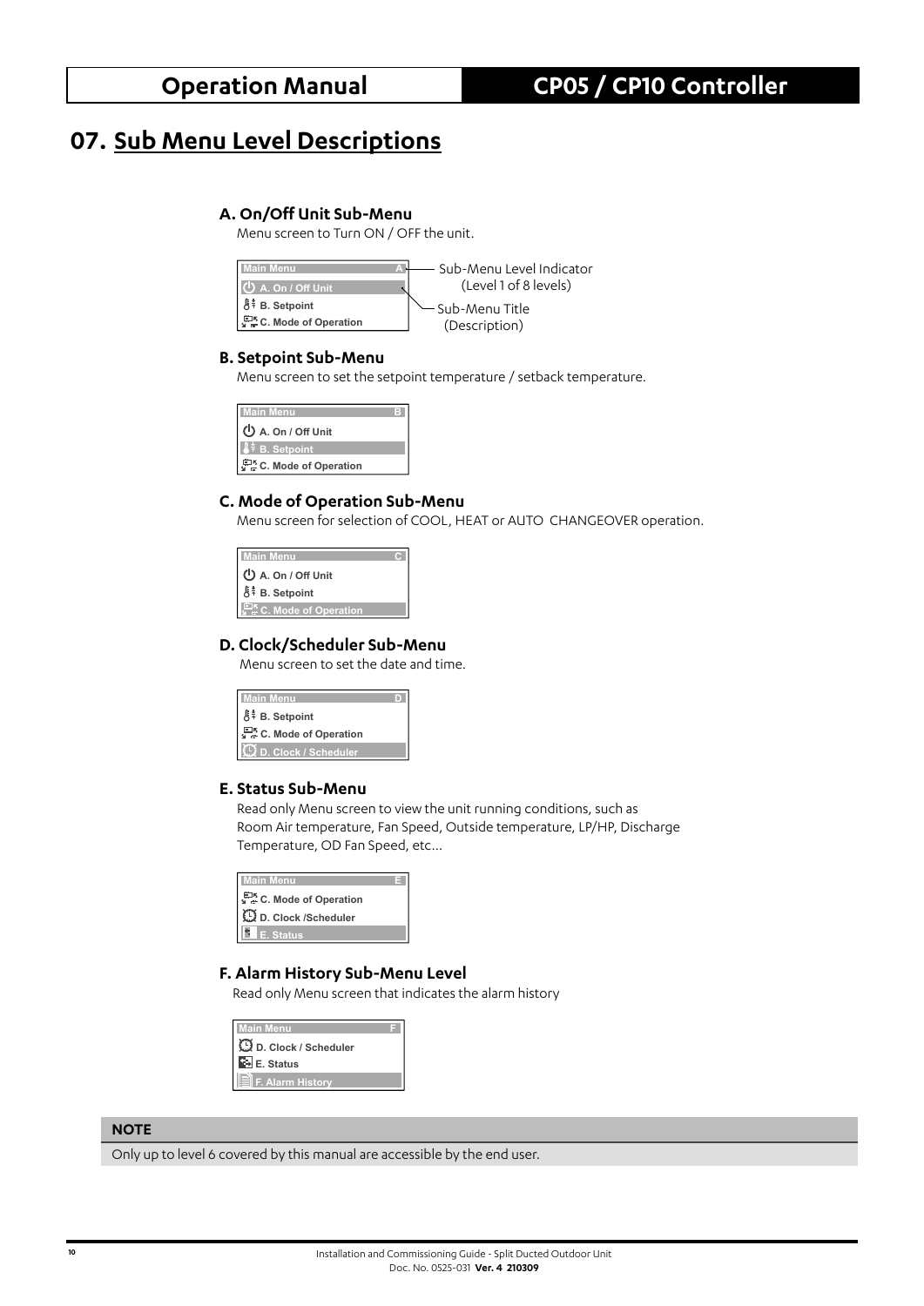# 07. Sub Menu Level Descriptions

### A. On/Off Unit Sub-Menu

Menu screen to Turn ON / OFF the unit.

```
Main Menu                A
A. On / Off Unit
B. Setpoint
C. Mode of Operation
```

Sub-Menu Level Indicator (Level 1 of 8 levels)

Sub-Menu Title (Description)

### B. Setpoint Sub-Menu

Menu screen to set the setpoint temperature / setback temperature.

```
Main Menu                B
A. On / Off Unit
B. Setpoint
C. Mode of Operation
```

### C. Mode of Operation Sub-Menu

Menu screen for selection of COOL, HEAT or AUTO CHANGEOVER operation.

```
Main Menu                C
A. On / Off Unit
B. Setpoint
C. Mode of Operation
```

### D. Clock/Scheduler Sub-Menu

Menu screen to set the date and time.

```
Main Menu                D
B. Setpoint
C. Mode of Operation
D. Clock / Scheduler
```

### E. Status Sub-Menu

Read only Menu screen to view the unit running conditions, such as Room Air temperature, Fan Speed, Outside temperature, LP/HP, Discharge Temperature, OD Fan Speed, etc...

```
Main Menu                E
C. Mode of Operation
D. Clock /Scheduler
E. Status
```

### F. Alarm History Sub-Menu Level

Read only Menu screen that indicates the alarm history

```
Main Menu                F
D. Clock / Scheduler
E. Status
F. Alarm History
```

**NOTE**

Only up to level 6 covered by this manual are accessible by the end user.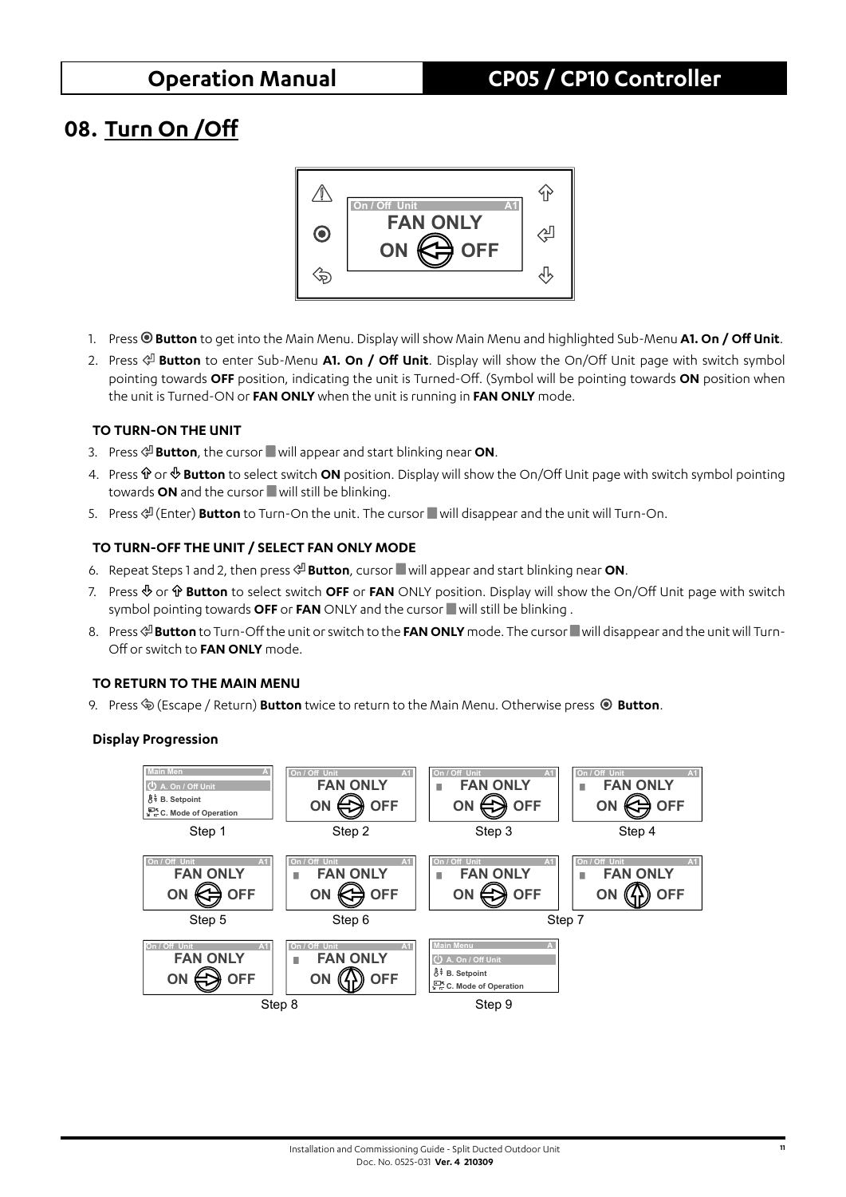# 08. Turn On /Off

1. Press ◉ **Button** to get into the Main Menu. Display will show Main Menu and highlighted Sub-Menu **A1. On / Off Unit**.
2. Press ⏎ **Button** to enter Sub-Menu **A1. On / Off Unit**. Display will show the On/Off Unit page with switch symbol pointing towards **OFF** position, indicating the unit is Turned-Off. (Symbol will be pointing towards **ON** position when the unit is Turned-ON or **FAN ONLY** when the unit is running in **FAN ONLY** mode.

### TO TURN-ON THE UNIT

3. Press ⏎ **Button**, the cursor ■ will appear and start blinking near **ON**.
4. Press ⇧ or ⇩ **Button** to select switch **ON** position. Display will show the On/Off Unit page with switch symbol pointing towards **ON** and the cursor ■ will still be blinking.
5. Press ⏎ (Enter) **Button** to Turn-On the unit. The cursor ■ will disappear and the unit will Turn-On.

### TO TURN-OFF THE UNIT / SELECT FAN ONLY MODE

6. Repeat Steps 1 and 2, then press ⏎ **Button**, cursor ■ will appear and start blinking near **ON**.
7. Press ⇩ or ⇧ **Button** to select switch **OFF** or **FAN** ONLY position. Display will show the On/Off Unit page with switch symbol pointing towards **OFF** or **FAN** ONLY and the cursor ■ will still be blinking .
8. Press ⏎ **Button** to Turn-Off the unit or switch to the **FAN ONLY** mode. The cursor ■ will disappear and the unit will Turn-Off or switch to **FAN ONLY** mode.

### TO RETURN TO THE MAIN MENU

9. Press ⮌ (Escape / Return) **Button** twice to return to the Main Menu. Otherwise press ◉ **Button**.

### Display Progression

Step 1 &nbsp; Step 2 &nbsp; Step 3 &nbsp; Step 4

Step 5 &nbsp; Step 6 &nbsp; Step 7

Step 8 &nbsp; Step 9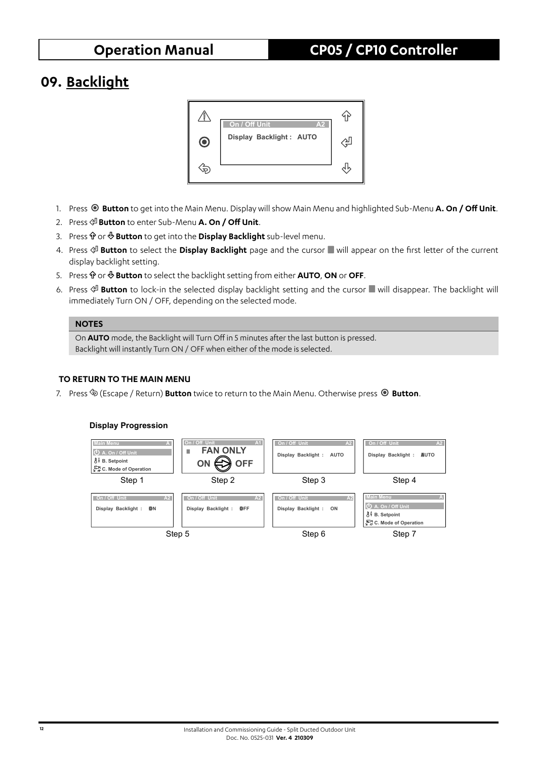# 09. Backlight

1. Press ⦿ **Button** to get into the Main Menu. Display will show Main Menu and highlighted Sub-Menu **A. On / Off Unit**.
2. Press ⏎ **Button** to enter Sub-Menu **A. On / Off Unit**.
3. Press ⇧ or ⇩ **Button** to get into the **Display Backlight** sub-level menu.
4. Press ⏎ **Button** to select the **Display Backlight** page and the cursor ■ will appear on the first letter of the current display backlight setting.
5. Press ⇧ or ⇩ **Button** to select the backlight setting from either **AUTO**, **ON** or **OFF**.
6. Press ⏎ **Button** to lock-in the selected display backlight setting and the cursor ■ will disappear. The backlight will immediately Turn ON / OFF, depending on the selected mode.

**NOTES**

On **AUTO** mode, the Backlight will Turn Off in 5 minutes after the last button is pressed.
Backlight will instantly Turn ON / OFF when either of the mode is selected.

**TO RETURN TO THE MAIN MENU**

7. Press ⮌ (Escape / Return) **Button** twice to return to the Main Menu. Otherwise press ⦿ **Button**.

**Display Progression**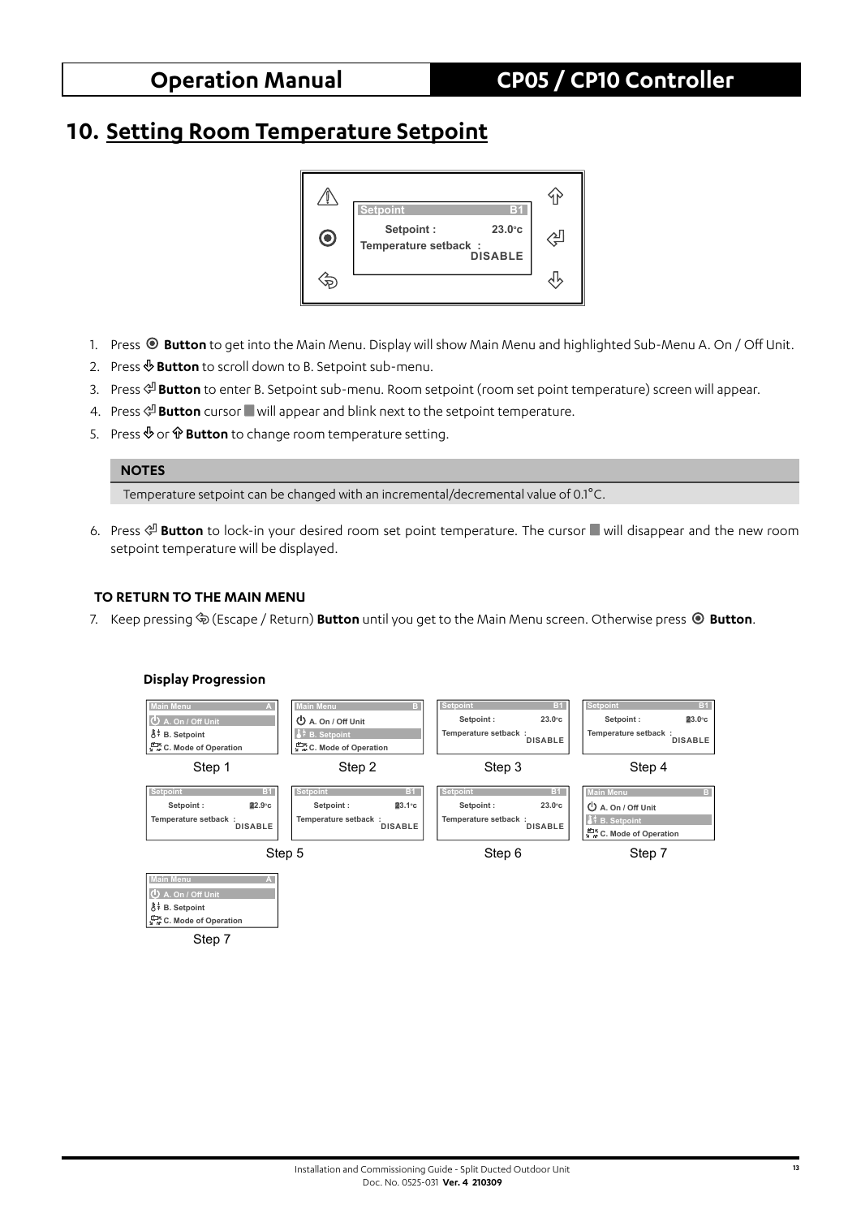# 10. Setting Room Temperature Setpoint

1. Press ◉ **Button** to get into the Main Menu. Display will show Main Menu and highlighted Sub-Menu A. On / Off Unit.
2. Press ⇩ **Button** to scroll down to B. Setpoint sub-menu.
3. Press ⏎ **Button** to enter B. Setpoint sub-menu. Room setpoint (room set point temperature) screen will appear.
4. Press ⏎ **Button** cursor ■ will appear and blink next to the setpoint temperature.
5. Press ⇩ or ⇧ **Button** to change room temperature setting.

**NOTES**

Temperature setpoint can be changed with an incremental/decremental value of 0.1°C.

6. Press ⏎ **Button** to lock-in your desired room set point temperature. The cursor ■ will disappear and the new room setpoint temperature will be displayed.

**TO RETURN TO THE MAIN MENU**

7. Keep pressing (Escape / Return) **Button** until you get to the Main Menu screen. Otherwise press ◉ **Button**.

**Display Progression**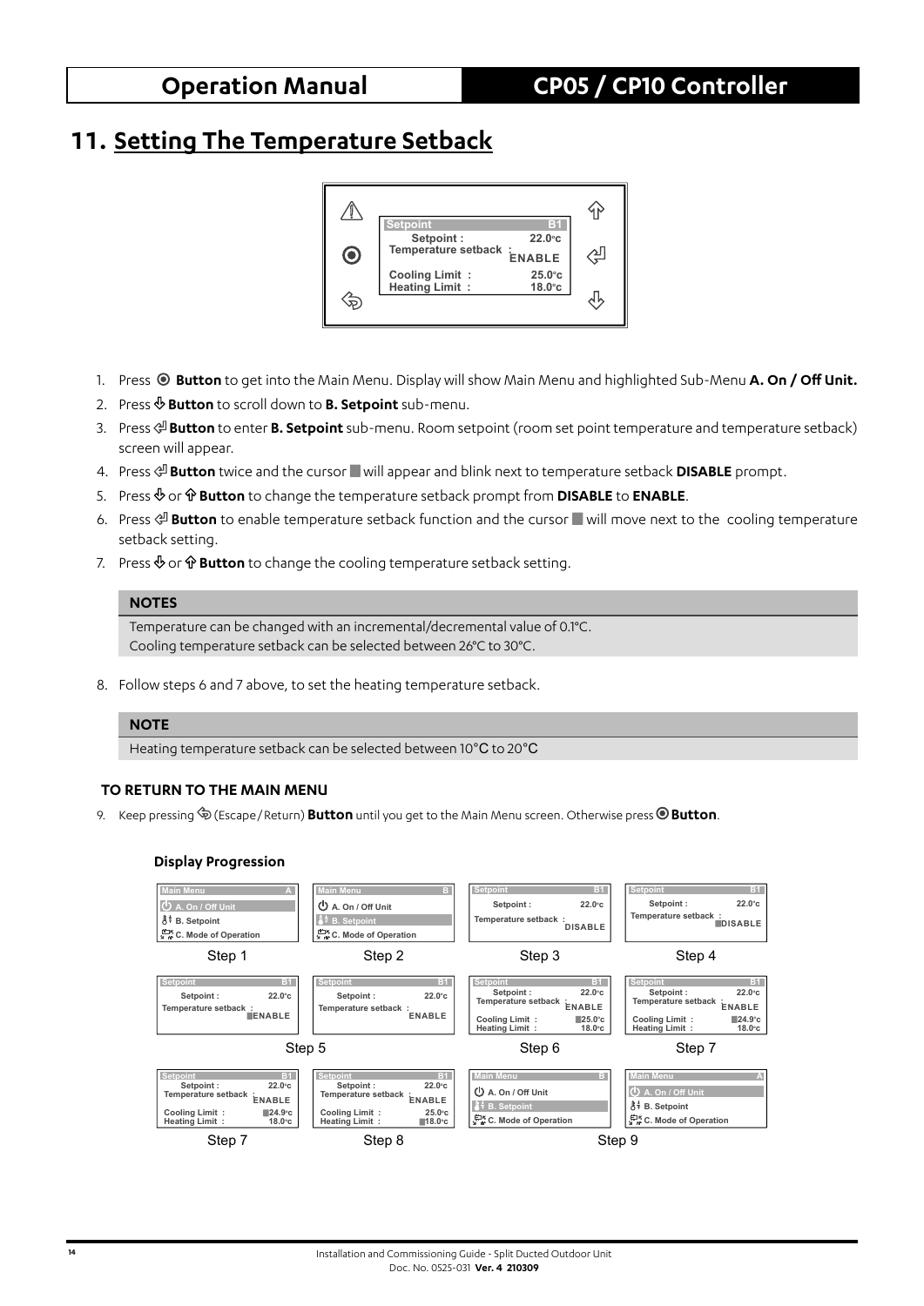# 11. Setting The Temperature Setback

1. Press ◉ **Button** to get into the Main Menu. Display will show Main Menu and highlighted Sub-Menu **A. On / Off Unit.**
2. Press ⇩ **Button** to scroll down to **B. Setpoint** sub-menu.
3. Press ⏎ **Button** to enter **B. Setpoint** sub-menu. Room setpoint (room set point temperature and temperature setback) screen will appear.
4. Press ⏎ **Button** twice and the cursor ■ will appear and blink next to temperature setback **DISABLE** prompt.
5. Press ⇩ or ⇧ **Button** to change the temperature setback prompt from **DISABLE** to **ENABLE**.
6. Press ⏎ **Button** to enable temperature setback function and the cursor ■ will move next to the cooling temperature setback setting.
7. Press ⇩ or ⇧ **Button** to change the cooling temperature setback setting.

**NOTES**

Temperature can be changed with an incremental/decremental value of 0.1°C.
Cooling temperature setback can be selected between 26°C to 30°C.

8. Follow steps 6 and 7 above, to set the heating temperature setback.

**NOTE**

Heating temperature setback can be selected between 10°C to 20°C

**TO RETURN TO THE MAIN MENU**

9. Keep pressing (Escape / Return) **Button** until you get to the Main Menu screen. Otherwise press ◉ **Button**.

**Display Progression**

Step 1 · Step 2 · Step 3 · Step 4 · Step 5 · Step 6 · Step 7 · Step 7 · Step 8 · Step 9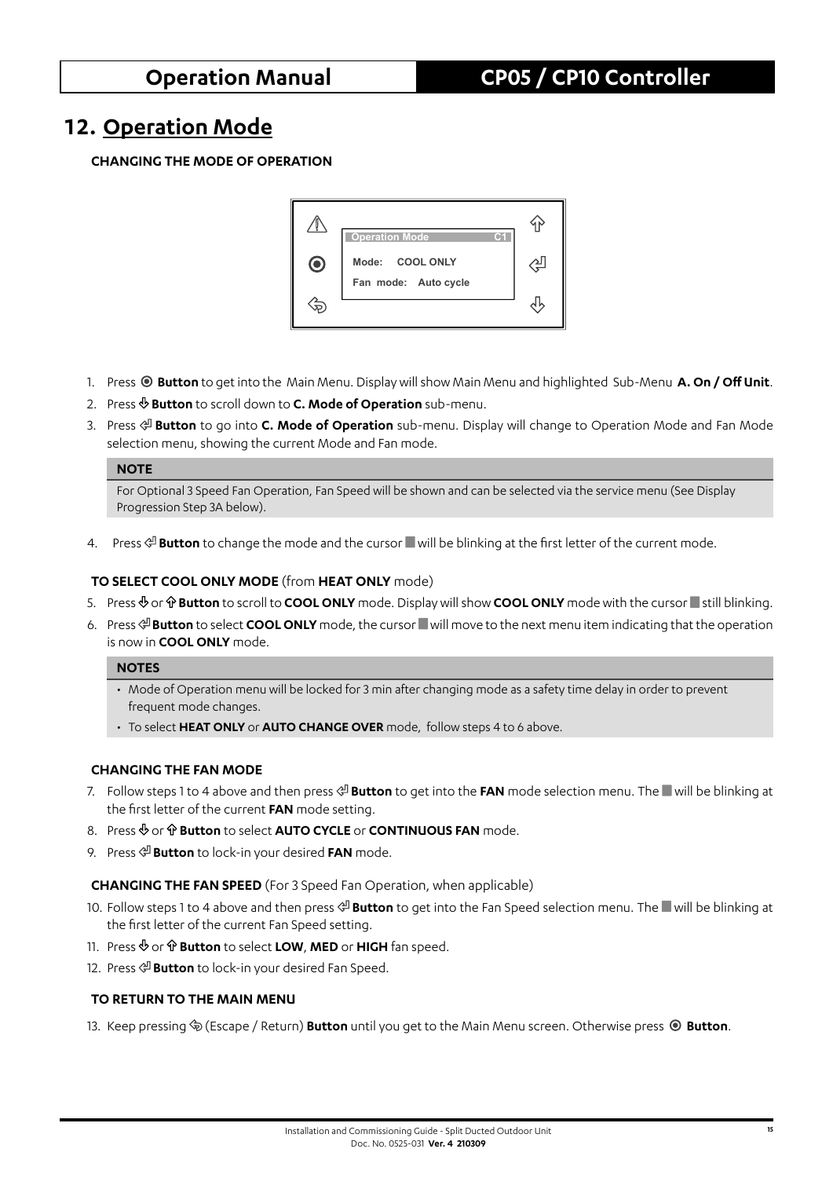# 12. Operation Mode

**CHANGING THE MODE OF OPERATION**

Operation Mode C1

Mode: COOL ONLY

Fan mode: Auto cycle

1. Press ⦿ **Button** to get into the Main Menu. Display will show Main Menu and highlighted Sub-Menu **A. On / Off Unit**.
2. Press ⇩ **Button** to scroll down to **C. Mode of Operation** sub-menu.
3. Press ⏎ **Button** to go into **C. Mode of Operation** sub-menu. Display will change to Operation Mode and Fan Mode selection menu, showing the current Mode and Fan mode.

> **NOTE**
>
> For Optional 3 Speed Fan Operation, Fan Speed will be shown and can be selected via the service menu (See Display Progression Step 3A below).

4. Press ⏎ **Button** to change the mode and the cursor ■ will be blinking at the first letter of the current mode.

**TO SELECT COOL ONLY MODE** (from **HEAT ONLY** mode)

5. Press ⇩ or ⇧ **Button** to scroll to **COOL ONLY** mode. Display will show **COOL ONLY** mode with the cursor ■ still blinking.
6. Press ⏎ **Button** to select **COOL ONLY** mode, the cursor ■ will move to the next menu item indicating that the operation is now in **COOL ONLY** mode.

> **NOTES**
>
> - Mode of Operation menu will be locked for 3 min after changing mode as a safety time delay in order to prevent frequent mode changes.
> - To select **HEAT ONLY** or **AUTO CHANGE OVER** mode, follow steps 4 to 6 above.

**CHANGING THE FAN MODE**

7. Follow steps 1 to 4 above and then press ⏎ **Button** to get into the **FAN** mode selection menu. The ■ will be blinking at the first letter of the current **FAN** mode setting.
8. Press ⇩ or ⇧ **Button** to select **AUTO CYCLE** or **CONTINUOUS FAN** mode.
9. Press ⏎ **Button** to lock-in your desired **FAN** mode.

**CHANGING THE FAN SPEED** (For 3 Speed Fan Operation, when applicable)

10. Follow steps 1 to 4 above and then press ⏎ **Button** to get into the Fan Speed selection menu. The ■ will be blinking at the first letter of the current Fan Speed setting.
11. Press ⇩ or ⇧ **Button** to select **LOW**, **MED** or **HIGH** fan speed.
12. Press ⏎ **Button** to lock-in your desired Fan Speed.

**TO RETURN TO THE MAIN MENU**

13. Keep pressing ⮌ (Escape / Return) **Button** until you get to the Main Menu screen. Otherwise press ⦿ **Button**.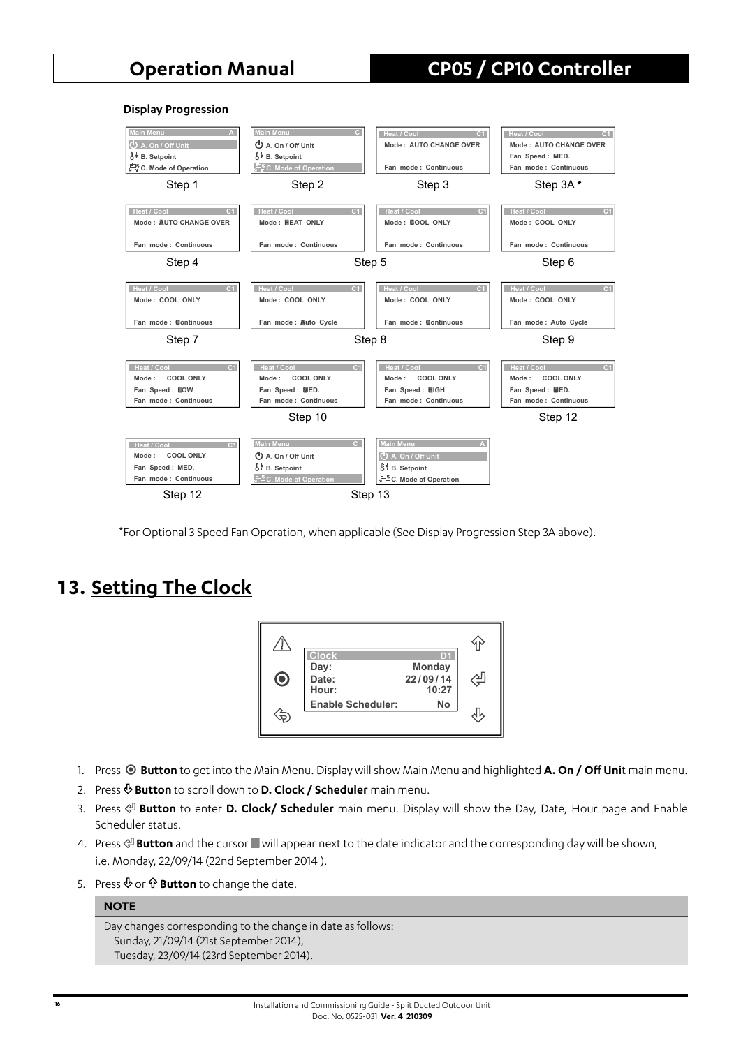**Display Progression**

| Main Menu A<br>A. On / Off Unit<br>B. Setpoint<br>C. Mode of Operation | Main Menu C<br>A. On / Off Unit<br>B. Setpoint<br>C. Mode of Operation | Heat / Cool C1<br>Mode : AUTO CHANGE OVER<br>Fan mode : Continuous | Heat / Cool C1<br>Mode : AUTO CHANGE OVER<br>Fan Speed : MED.<br>Fan mode : Continuous |
|---|---|---|---|
| Step 1 | Step 2 | Step 3 | Step 3A * |
| Heat / Cool C1<br>Mode : AUTO CHANGE OVER<br>Fan mode : Continuous | Heat / Cool C1<br>Mode : HEAT ONLY<br>Fan mode : Continuous | Heat / Cool C1<br>Mode : COOL ONLY<br>Fan mode : Continuous | Heat / Cool C1<br>Mode : COOL ONLY<br>Fan mode : Continuous |
| Step 4 | Step 5 | | Step 6 |
| Heat / Cool C1<br>Mode : COOL ONLY<br>Fan mode : Continuous | Heat / Cool C1<br>Mode : COOL ONLY<br>Fan mode : Auto Cycle | Heat / Cool C1<br>Mode : COOL ONLY<br>Fan mode : Continuous | Heat / Cool C1<br>Mode : COOL ONLY<br>Fan mode : Auto Cycle |
| Step 7 | Step 8 | | Step 9 |
| Heat / Cool C1<br>Mode : COOL ONLY<br>Fan Speed : LOW<br>Fan mode : Continuous | Heat / Cool C1<br>Mode : COOL ONLY<br>Fan Speed : MED.<br>Fan mode : Continuous | Heat / Cool C1<br>Mode : COOL ONLY<br>Fan Speed : HIGH<br>Fan mode : Continuous | Heat / Cool C1<br>Mode : COOL ONLY<br>Fan Speed : MED.<br>Fan mode : Continuous |
| | Step 10 | | Step 12 |
| Heat / Cool C1<br>Mode : COOL ONLY<br>Fan Speed : MED.<br>Fan mode : Continuous | Main Menu C<br>A. On / Off Unit<br>B. Setpoint<br>C. Mode of Operation | Main Menu A<br>A. On / Off Unit<br>B. Setpoint<br>C. Mode of Operation | |
| Step 12 | Step 13 | | |

*For Optional 3 Speed Fan Operation, when applicable (See Display Progression Step 3A above).

# 13. Setting The Clock

| Clock | D1 |
|---|---|
| Day: | Monday |
| Date: | 22 / 09 / 14 |
| Hour: | 10:27 |
| Enable Scheduler: | No |

1. Press ⦿ **Button** to get into the Main Menu. Display will show Main Menu and highlighted **A. On / Off Uni**t main menu.
2. Press ⇩ **Button** to scroll down to **D. Clock / Scheduler** main menu.
3. Press ⏎ **Button** to enter **D. Clock/ Scheduler** main menu. Display will show the Day, Date, Hour page and Enable Scheduler status.
4. Press ⏎ **Button** and the cursor ▮ will appear next to the date indicator and the corresponding day will be shown, i.e. Monday, 22/09/14 (22nd September 2014 ).
5. Press ⇩ or ⇧ **Button** to change the date.

**NOTE**

Day changes corresponding to the change in date as follows:
Sunday, 21/09/14 (21st September 2014),
Tuesday, 23/09/14 (23rd September 2014).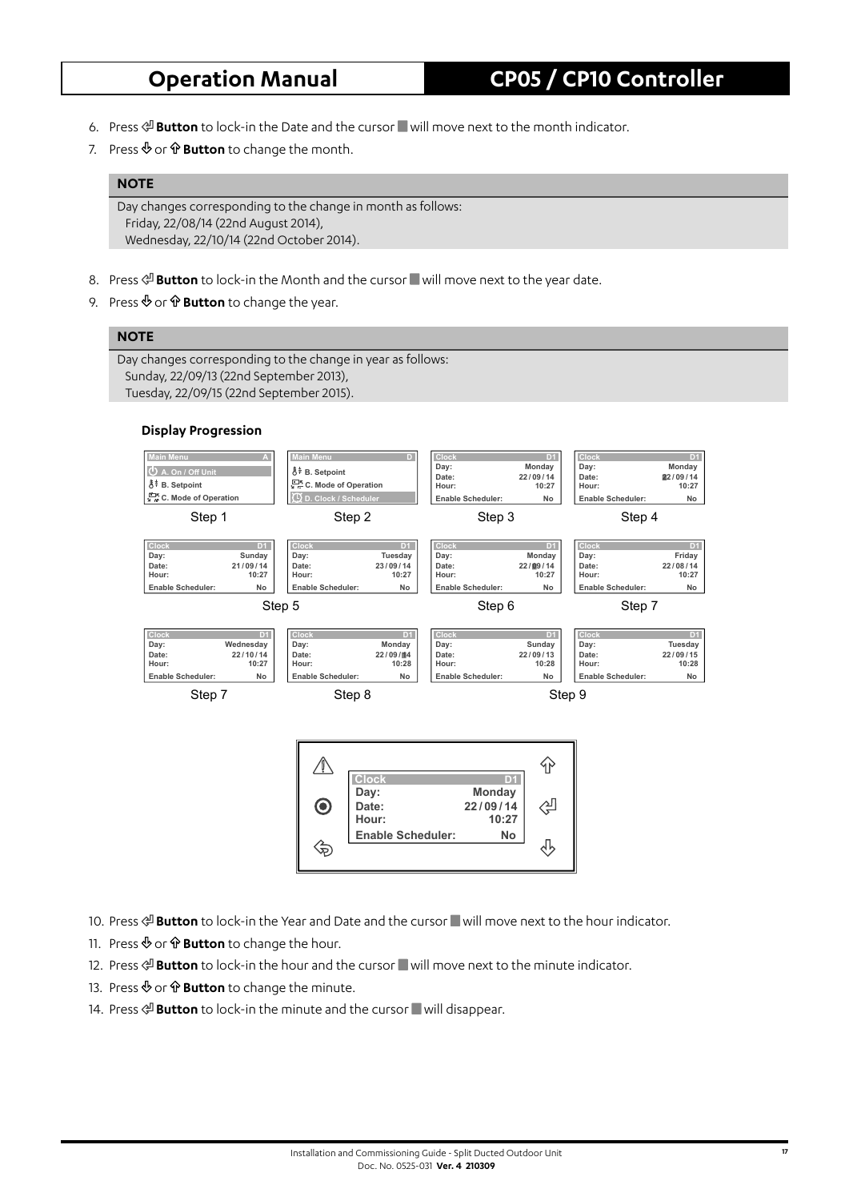6. Press ⏎ **Button** to lock-in the Date and the cursor ■ will move next to the month indicator.
7. Press ⇩ or ⇧ **Button** to change the month.

**NOTE**

Day changes corresponding to the change in month as follows:
Friday, 22/08/14 (22nd August 2014),
Wednesday, 22/10/14 (22nd October 2014).

8. Press ⏎ **Button** to lock-in the Month and the cursor ■ will move next to the year date.
9. Press ⇩ or ⇧ **Button** to change the year.

**NOTE**

Day changes corresponding to the change in year as follows:
Sunday, 22/09/13 (22nd September 2013),
Tuesday, 22/09/15 (22nd September 2015).

**Display Progression**

Step 1: Main Menu (A) — A. On / Off Unit; B. Setpoint; C. Mode of Operation

Step 2: Main Menu (D) — B. Setpoint; C. Mode of Operation; D. Clock / Scheduler

Step 3: Clock (D1) — Day: Monday; Date: 22/09/14; Hour: 10:27; Enable Scheduler: No

Step 4: Clock (D1) — Day: Monday; Date: ■22/09/14; Hour: 10:27; Enable Scheduler: No

Step 5: Clock (D1) — Day: Sunday; Date: 21/09/14; Hour: 10:27; Enable Scheduler: No

Step 5: Clock (D1) — Day: Tuesday; Date: 23/09/14; Hour: 10:27; Enable Scheduler: No

Step 6: Clock (D1) — Day: Monday; Date: 22/■09/14; Hour: 10:27; Enable Scheduler: No

Step 7: Clock (D1) — Day: Friday; Date: 22/08/14; Hour: 10:27; Enable Scheduler: No

Step 7: Clock (D1) — Day: Wednesday; Date: 22/10/14; Hour: 10:27; Enable Scheduler: No

Step 8: Clock (D1) — Day: Monday; Date: 22/09/■14; Hour: 10:28; Enable Scheduler: No

Step 9: Clock (D1) — Day: Sunday; Date: 22/09/13; Hour: 10:28; Enable Scheduler: No

Step 9: Clock (D1) — Day: Tuesday; Date: 22/09/15; Hour: 10:28; Enable Scheduler: No

Clock (D1) — Day: Monday; Date: 22/09/14; Hour: 10:27; Enable Scheduler: No

10. Press ⏎ **Button** to lock-in the Year and Date and the cursor ■ will move next to the hour indicator.
11. Press ⇩ or ⇧ **Button** to change the hour.
12. Press ⏎ **Button** to lock-in the hour and the cursor ■ will move next to the minute indicator.
13. Press ⇩ or ⇧ **Button** to change the minute.
14. Press ⏎ **Button** to lock-in the minute and the cursor ■ will disappear.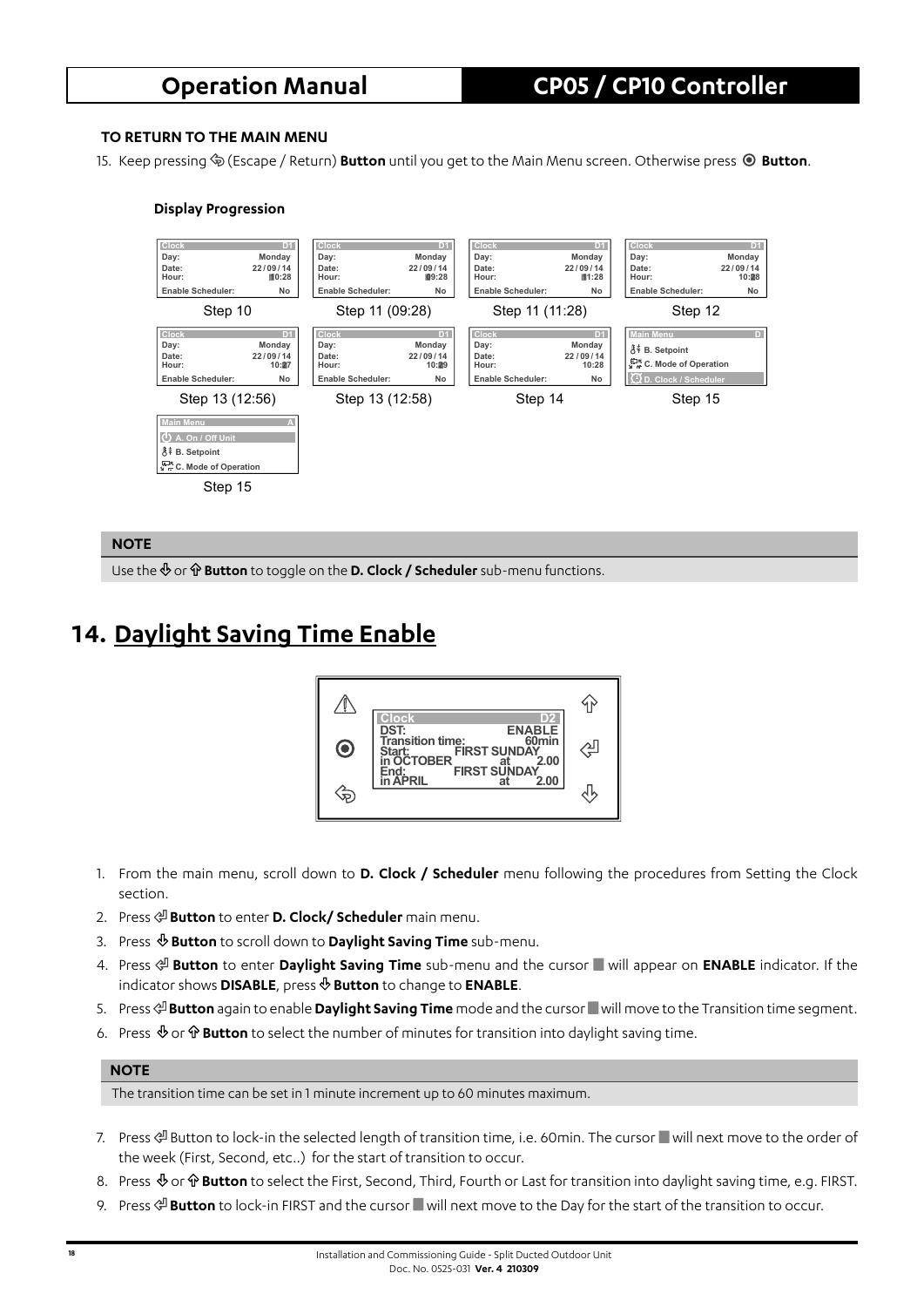**TO RETURN TO THE MAIN MENU**

15. Keep pressing ⇦ (Escape / Return) **Button** until you get to the Main Menu screen. Otherwise press ⦿ **Button**.

**Display Progression**

| Clock D1 | Clock D1 | Clock D1 | Clock D1 |
|---|---|---|---|
| Day: Monday<br>Date: 22/09/14<br>Hour: 10:28<br>Enable Scheduler: No | Day: Monday<br>Date: 22/09/14<br>Hour: 09:28<br>Enable Scheduler: No | Day: Monday<br>Date: 22/09/14<br>Hour: 11:28<br>Enable Scheduler: No | Day: Monday<br>Date: 22/09/14<br>Hour: 10:28<br>Enable Scheduler: No |
| Step 10 | Step 11 (09:28) | Step 11 (11:28) | Step 12 |

| Clock D1 | Clock D1 | Clock D1 | Main Menu D |
|---|---|---|---|
| Day: Monday<br>Date: 22/09/14<br>Hour: 10:27<br>Enable Scheduler: No | Day: Monday<br>Date: 22/09/14<br>Hour: 10:29<br>Enable Scheduler: No | Day: Monday<br>Date: 22/09/14<br>Hour: 10:28<br>Enable Scheduler: No | B. Setpoint<br>C. Mode of Operation<br>D. Clock / Scheduler |
| Step 13 (12:56) | Step 13 (12:58) | Step 14 | Step 15 |

| Main Menu A |
|---|
| A. On / Off Unit<br>B. Setpoint<br>C. Mode of Operation |
| Step 15 |

**NOTE**

Use the ⇩ or ⇧ **Button** to toggle on the **D. Clock / Scheduler** sub-menu functions.

# 14. Daylight Saving Time Enable

```
Clock                    D2
DST:                 ENABLE
Transition time:      60min
Start:         FIRST SUNDAY
in OCTOBER        at   2.00
End:           FIRST SUNDAY
in APRIL          at   2.00
```

1. From the main menu, scroll down to **D. Clock / Scheduler** menu following the procedures from Setting the Clock section.
2. Press ⏎ **Button** to enter **D. Clock/ Scheduler** main menu.
3. Press ⇩ **Button** to scroll down to **Daylight Saving Time** sub-menu.
4. Press ⏎ **Button** to enter **Daylight Saving Time** sub-menu and the cursor ■ will appear on **ENABLE** indicator. If the indicator shows **DISABLE**, press ⇩ **Button** to change to **ENABLE**.
5. Press ⏎ **Button** again to enable **Daylight Saving Time** mode and the cursor ■ will move to the Transition time segment.
6. Press ⇩ or ⇧ **Button** to select the number of minutes for transition into daylight saving time.

**NOTE**

The transition time can be set in 1 minute increment up to 60 minutes maximum.

7. Press ⏎ Button to lock-in the selected length of transition time, i.e. 60min. The cursor ■ will next move to the order of the week (First, Second, etc..) for the start of transition to occur.
8. Press ⇩ or ⇧ **Button** to select the First, Second, Third, Fourth or Last for transition into daylight saving time, e.g. FIRST.
9. Press ⏎ **Button** to lock-in FIRST and the cursor ■ will next move to the Day for the start of the transition to occur.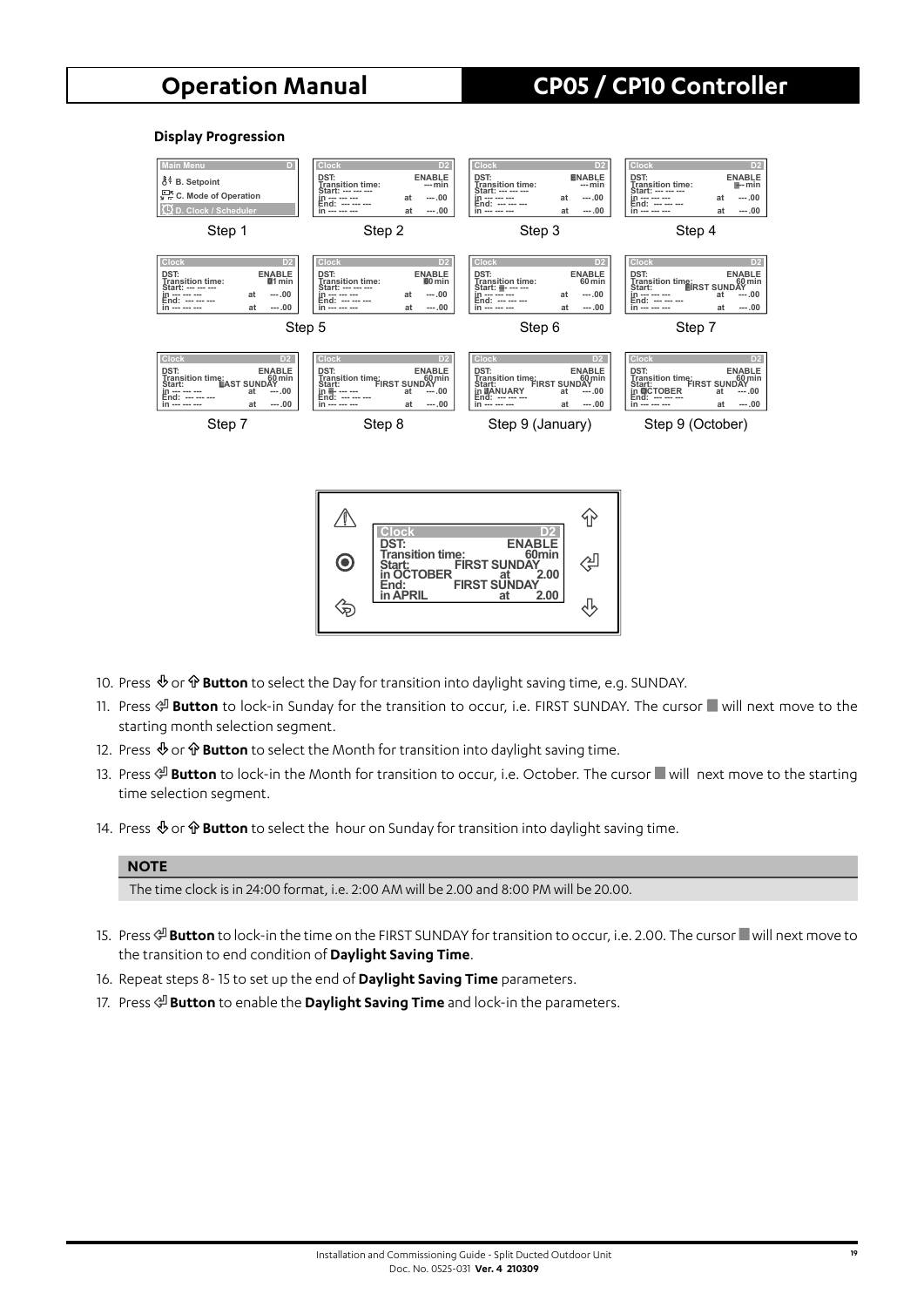**Display Progression**

Step 1 Step 2 Step 3 Step 4

Step 5 Step 6 Step 7

Step 7 Step 8 Step 9 (January) Step 9 (October)

10. Press ⇩ or ⇧ **Button** to select the Day for transition into daylight saving time, e.g. SUNDAY.
11. Press ⏎ **Button** to lock-in Sunday for the transition to occur, i.e. FIRST SUNDAY. The cursor ■ will next move to the starting month selection segment.
12. Press ⇩ or ⇧ **Button** to select the Month for transition into daylight saving time.
13. Press ⏎ **Button** to lock-in the Month for transition to occur, i.e. October. The cursor ■ will next move to the starting time selection segment.
14. Press ⇩ or ⇧ **Button** to select the hour on Sunday for transition into daylight saving time.

**NOTE**

The time clock is in 24:00 format, i.e. 2:00 AM will be 2.00 and 8:00 PM will be 20.00.

15. Press ⏎ **Button** to lock-in the time on the FIRST SUNDAY for transition to occur, i.e. 2.00. The cursor ■ will next move to the transition to end condition of **Daylight Saving Time**.
16. Repeat steps 8- 15 to set up the end of **Daylight Saving Time** parameters.
17. Press ⏎ **Button** to enable the **Daylight Saving Time** and lock-in the parameters.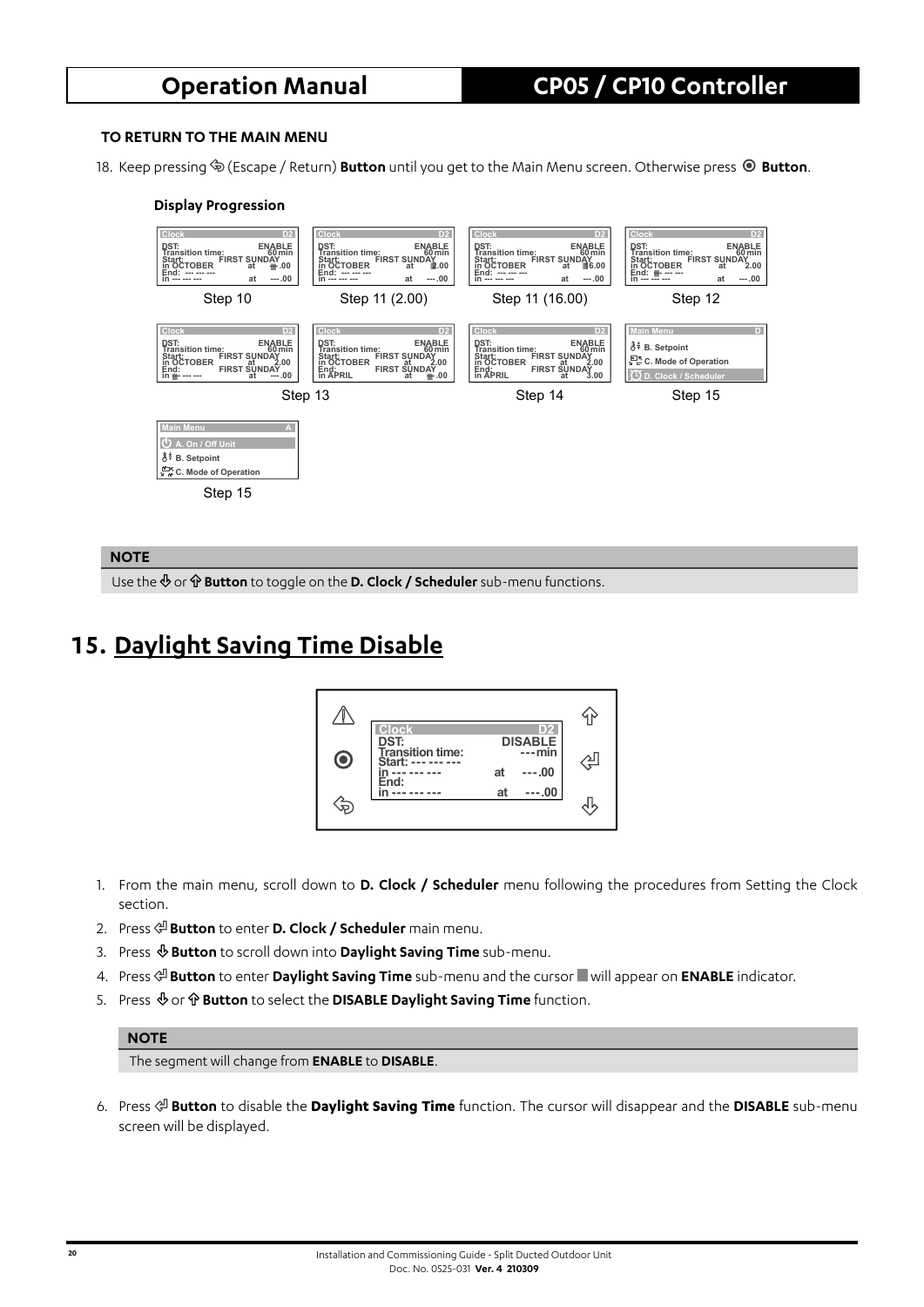#### TO RETURN TO THE MAIN MENU

18. Keep pressing ⮌ (Escape / Return) **Button** until you get to the Main Menu screen. Otherwise press ⦿ **Button**.

**Display Progression**

Step 10

Step 11 (2.00)

Step 11 (16.00)

Step 12

Step 13

Step 14

Step 15

Step 15

| NOTE |
|---|
| Use the ⇩ or ⇧ **Button** to toggle on the **D. Clock / Scheduler** sub-menu functions. |

# 15. Daylight Saving Time Disable

1. From the main menu, scroll down to **D. Clock / Scheduler** menu following the procedures from Setting the Clock section.
2. Press ⏎ **Button** to enter **D. Clock / Scheduler** main menu.
3. Press ⇩ **Button** to scroll down into **Daylight Saving Time** sub-menu.
4. Press ⏎ **Button** to enter **Daylight Saving Time** sub-menu and the cursor ■ will appear on **ENABLE** indicator.
5. Press ⇩ or ⇧ **Button** to select the **DISABLE Daylight Saving Time** function.

| NOTE |
|---|
| The segment will change from **ENABLE** to **DISABLE**. |

6. Press ⏎ **Button** to disable the **Daylight Saving Time** function. The cursor will disappear and the **DISABLE** sub-menu screen will be displayed.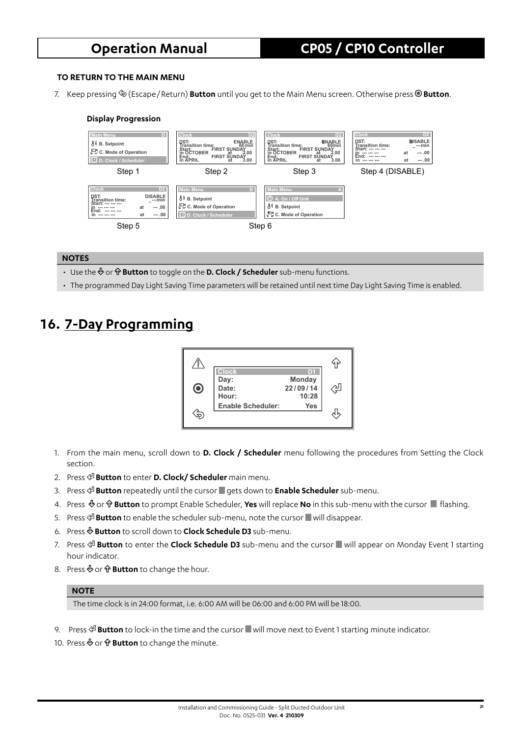**TO RETURN TO THE MAIN MENU**

7. Keep pressing ⇦ (Escape/Return) **Button** until you get to the Main Menu screen. Otherwise press ⦿ **Button**.

**Display Progression**

Step 1 | Step 2 | Step 3 | Step 4 (DISABLE)

Step 5 | Step 6

**NOTES**

- Use the ⇩ or ⇧ **Button** to toggle on the **D. Clock / Scheduler** sub-menu functions.
- The programmed Day Light Saving Time parameters will be retained until next time Day Light Saving Time is enabled.

# 16. 7-Day Programming

1. From the main menu, scroll down to **D. Clock / Scheduler** menu following the procedures from Setting the Clock section.
2. Press ⏎ **Button** to enter **D. Clock/ Scheduler** main menu.
3. Press ⏎ **Button** repeatedly until the cursor ■ gets down to **Enable Scheduler** sub-menu.
4. Press ⇩ or ⇧ **Button** to prompt Enable Scheduler, **Yes** will replace **No** in this sub-menu with the cursor ■ flashing.
5. Press ⏎ **Button** to enable the scheduler sub-menu, note the cursor ■ will disappear.
6. Press ⇩ **Button** to scroll down to **Clock Schedule D3** sub-menu.
7. Press ⏎ **Button** to enter the **Clock Schedule D3** sub-menu and the cursor ■ will appear on Monday Event 1 starting hour indicator.
8. Press ⇩ or ⇧ **Button** to change the hour.

**NOTE**

The time clock is in 24:00 format, i.e. 6:00 AM will be 06:00 and 6:00 PM will be 18:00.

9. Press ⏎ **Button** to lock-in the time and the cursor ■ will move next to Event 1 starting minute indicator.
10. Press ⇩ or ⇧ **Button** to change the minute.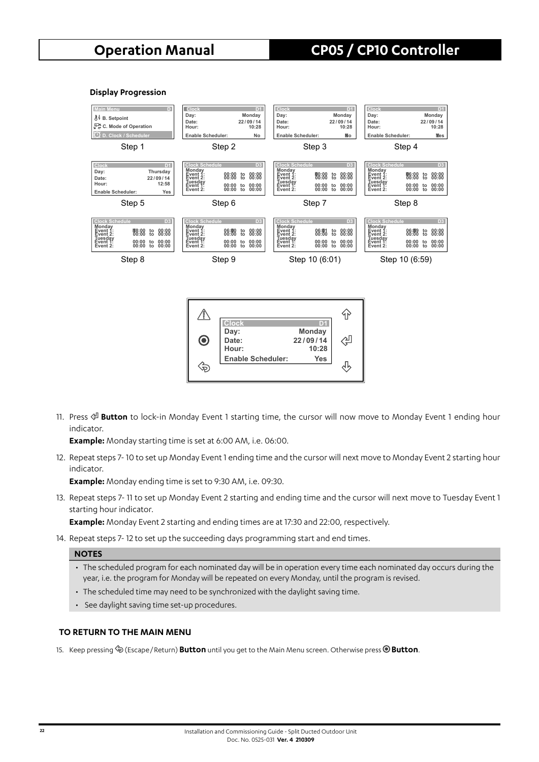### Display Progression

Step 1 | Step 2 | Step 3 | Step 4

Step 5 | Step 6 | Step 7 | Step 8

Step 8 | Step 9 | Step 10 (6:01) | Step 10 (6:59)

11. Press ⏎ **Button** to lock-in Monday Event 1 starting time, the cursor will now move to Monday Event 1 ending hour indicator.

    **Example:** Monday starting time is set at 6:00 AM, i.e. 06:00.

12. Repeat steps 7- 10 to set up Monday Event 1 ending time and the cursor will next move to Monday Event 2 starting hour indicator.

    **Example:** Monday ending time is set to 9:30 AM, i.e. 09:30.

13. Repeat steps 7- 11 to set up Monday Event 2 starting and ending time and the cursor will next move to Tuesday Event 1 starting hour indicator.

    **Example:** Monday Event 2 starting and ending times are at 17:30 and 22:00, respectively.

14. Repeat steps 7- 12 to set up the succeeding days programming start and end times.

**NOTES**

- The scheduled program for each nominated day will be in operation every time each nominated day occurs during the year, i.e. the program for Monday will be repeated on every Monday, until the program is revised.
- The scheduled time may need to be synchronized with the daylight saving time.
- See daylight saving time set-up procedures.

### TO RETURN TO THE MAIN MENU

15. Keep pressing (Escape / Return) **Button** until you get to the Main Menu screen. Otherwise press **Button**.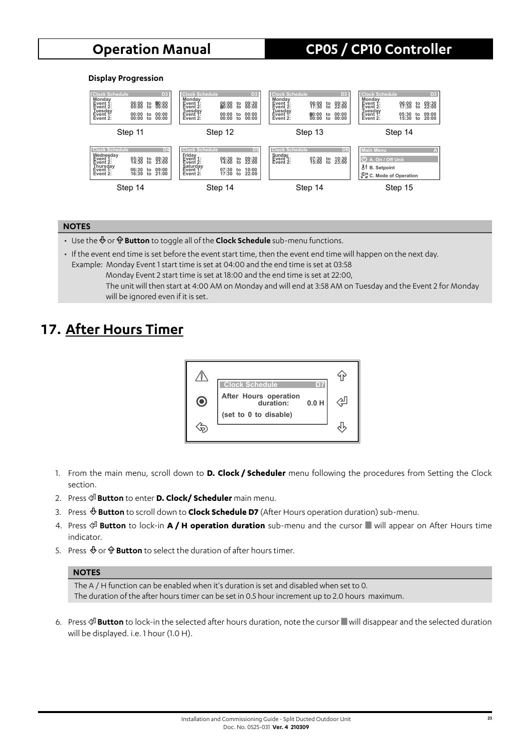**Display Progression**

| Clock Schedule D3 | Clock Schedule D3 | Clock Schedule D3 | Clock Schedule D3 |
|---|---|---|---|
| Monday<br>Event 1: 06:00 to 00:00<br>Event 2: 00:00 to 00:00<br>Tuesday<br>Event 1: 00:00 to 00:00<br>Event 2: 00:00 to 00:00 | Monday<br>Event 1: 06:00 to 09:30<br>Event 2: 00:00 to 00:00<br>Tuesday<br>Event 1: 00:00 to 00:00<br>Event 2: 00:00 to 00:00 | Monday<br>Event 1: 06:00 to 09:30<br>Event 2: 17:30 to 22:00<br>Tuesday<br>Event 1: 00:00 to 00:00<br>Event 2: 00:00 to 00:00 | Monday<br>Event 1: 06:00 to 09:30<br>Event 2: 17:30 to 22:00<br>Tuesday<br>Event 1: 05:30 to 09:00<br>Event 2: 15:30 to 20:00 |
| Step 11 | Step 12 | Step 13 | Step 14 |

| Clock Schedule D4 | Clock Schedule D5 | Clock Schedule D6 | Main Menu A |
|---|---|---|---|
| Wednesday<br>Event 1: 05:30 to 09:30<br>Event 2: 14:30 to 23:00<br>Thursday<br>Event 1: 06:30 to 09:00<br>Event 2: 16:30 to 21:00 | Friday<br>Event 1: 06:30 to 09:30<br>Event 2: 14:00 to 22:00<br>Saturday<br>Event 1: 07:30 to 10:00<br>Event 2: 17:30 to 22:00 | Sunday<br>Event 1: 07:30 to 10:30<br>Event 2: 15:00 to 23:00 | A. On / Off Unit<br>B. Setpoint<br>C. Mode of Operation |
| Step 14 | Step 14 | Step 14 | Step 15 |

**NOTES**

- Use the ⇩ or ⇧ **Button** to toggle all of the **Clock Schedule** sub-menu functions.
- If the event end time is set before the event start time, then the event end time will happen on the next day.
  Example: Monday Event 1 start time is set at 04:00 and the end time is set at 03:58
  Monday Event 2 start time is set at 18:00 and the end time is set at 22:00,
  The unit will then start at 4:00 AM on Monday and will end at 3:58 AM on Tuesday and the Event 2 for Monday will be ignored even if it is set.

# 17. After Hours Timer

Clock Schedule D7
After Hours operation duration: 0.0 H
(set to 0 to disable)

1. From the main menu, scroll down to **D. Clock / Scheduler** menu following the procedures from Setting the Clock section.
2. Press ⏎ **Button** to enter **D. Clock/ Scheduler** main menu.
3. Press ⇩ **Button** to scroll down to **Clock Schedule D7** (After Hours operation duration) sub-menu.
4. Press ⏎ **Button** to lock-in **A / H operation duration** sub-menu and the cursor ■ will appear on After Hours time indicator.
5. Press ⇩ or ⇧ **Button** to select the duration of after hours timer.

**NOTES**

The A / H function can be enabled when it's duration is set and disabled when set to 0.
The duration of the after hours timer can be set in 0.5 hour increment up to 2.0 hours maximum.

6. Press ⏎ **Button** to lock-in the selected after hours duration, note the cursor ■ will disappear and the selected duration will be displayed. i.e. 1 hour (1.0 H).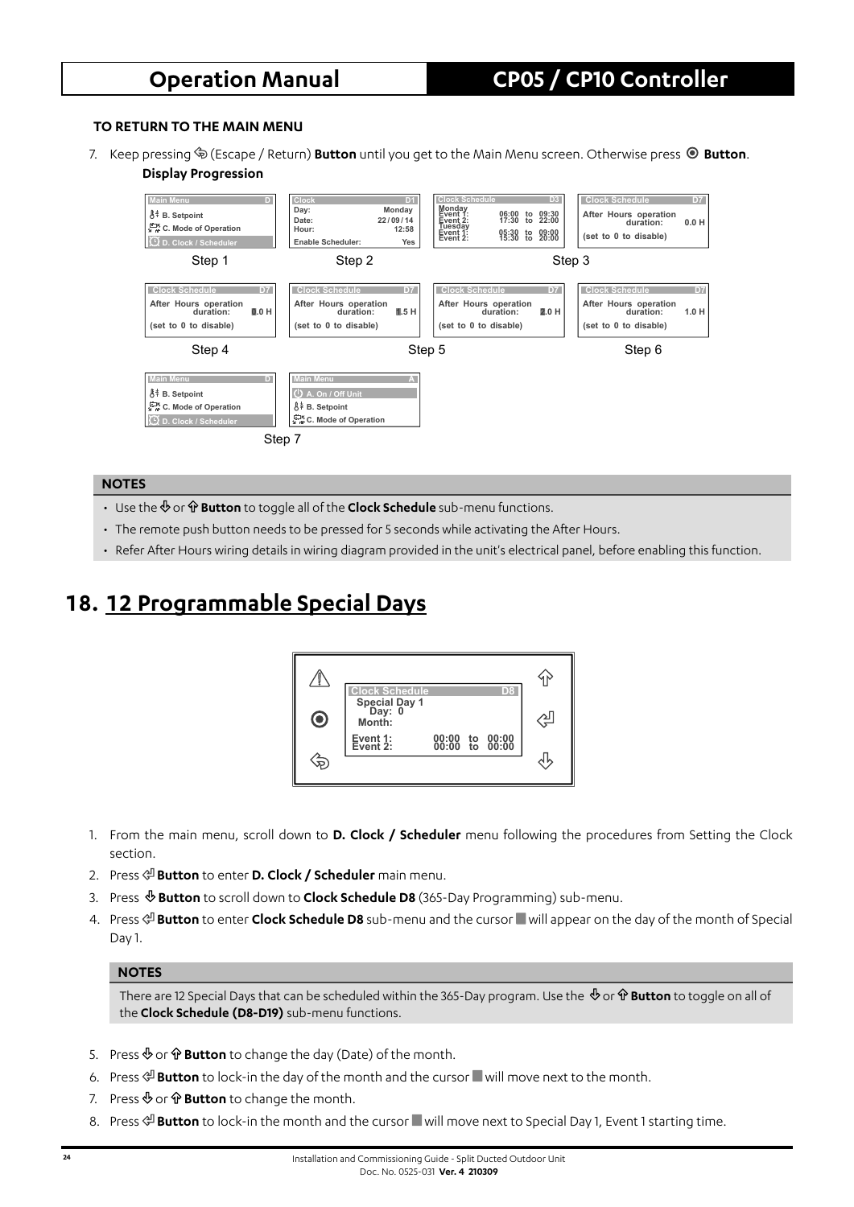#### TO RETURN TO THE MAIN MENU

7. Keep pressing ⮨ (Escape / Return) **Button** until you get to the Main Menu screen. Otherwise press ◉ **Button**.

**Display Progression**

Step 1 | Step 2 | Step 3 | Step 4 | Step 5 | Step 6 | Step 7

#### NOTES

- Use the ⇩ or ⇧ **Button** to toggle all of the **Clock Schedule** sub-menu functions.
- The remote push button needs to be pressed for 5 seconds while activating the After Hours.
- Refer After Hours wiring details in wiring diagram provided in the unit's electrical panel, before enabling this function.

# 18. 12 Programmable Special Days

1. From the main menu, scroll down to **D. Clock / Scheduler** menu following the procedures from Setting the Clock section.
2. Press ⏎ **Button** to enter **D. Clock / Scheduler** main menu.
3. Press ⇩ **Button** to scroll down to **Clock Schedule D8** (365-Day Programming) sub-menu.
4. Press ⏎ **Button** to enter **Clock Schedule D8** sub-menu and the cursor ■ will appear on the day of the month of Special Day 1.

#### NOTES

There are 12 Special Days that can be scheduled within the 365-Day program. Use the ⇩ or ⇧ **Button** to toggle on all of the **Clock Schedule (D8-D19)** sub-menu functions.

5. Press ⇩ or ⇧ **Button** to change the day (Date) of the month.
6. Press ⏎ **Button** to lock-in the day of the month and the cursor ■ will move next to the month.
7. Press ⇩ or ⇧ **Button** to change the month.
8. Press ⏎ **Button** to lock-in the month and the cursor ■ will move next to Special Day 1, Event 1 starting time.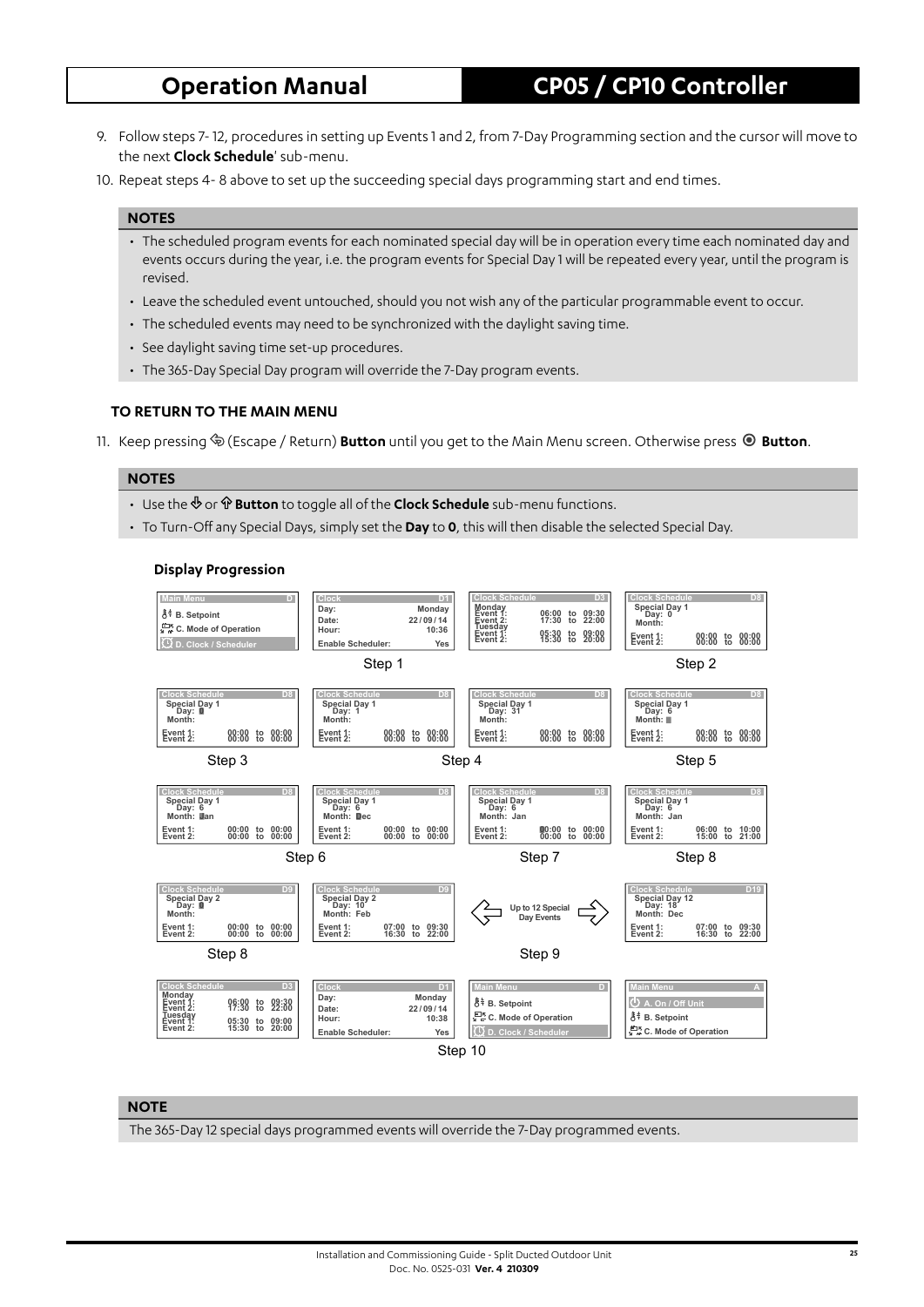9. Follow steps 7- 12, procedures in setting up Events 1 and 2, from 7-Day Programming section and the cursor will move to the next **Clock Schedule**' sub-menu.
10. Repeat steps 4- 8 above to set up the succeeding special days programming start and end times.

**NOTES**

- The scheduled program events for each nominated special day will be in operation every time each nominated day and events occurs during the year, i.e. the program events for Special Day 1 will be repeated every year, until the program is revised.
- Leave the scheduled event untouched, should you not wish any of the particular programmable event to occur.
- The scheduled events may need to be synchronized with the daylight saving time.
- See daylight saving time set-up procedures.
- The 365-Day Special Day program will override the 7-Day program events.

### TO RETURN TO THE MAIN MENU

11. Keep pressing (Escape / Return) **Button** until you get to the Main Menu screen. Otherwise press **Button**.

**NOTES**

- Use the or **Button** to toggle all of the **Clock Schedule** sub-menu functions.
- To Turn-Off any Special Days, simply set the **Day** to **0**, this will then disable the selected Special Day.

#### Display Progression

Step 1:

```
Main Menu                D
B. Setpoint
C. Mode of Operation
D. Clock / Scheduler
```

```
Clock                   D1
Day:                Monday
Date:             22/09/14
Hour:                10:36
Enable Scheduler:      Yes
```

```
Clock Schedule          D3
Monday
Event 1:   06:00 to 09:30
Event 2:   17:30 to 22:00
Tuesday
Event 1:   05:30 to 09:00
Event 2:   15:30 to 20:00
```

Step 2:

```
Clock Schedule          D8
Special Day 1
  Day: 0
Month:
Event 1:   00:00 to 00:00
Event 2:   00:00 to 00:00
```

Step 3:

```
Clock Schedule          D8
Special Day 1
  Day: █
Month:
Event 1:   00:00 to 00:00
Event 2:   00:00 to 00:00
```

Step 4:

```
Clock Schedule          D8
Special Day 1
  Day: 1
Month:
Event 1:   00:00 to 00:00
Event 2:   00:00 to 00:00
```

```
Clock Schedule          D8
Special Day 1
  Day: 31
Month:
Event 1:   00:00 to 00:00
Event 2:   00:00 to 00:00
```

Step 5:

```
Clock Schedule          D8
Special Day 1
  Day: 6
Month: █
Event 1:   00:00 to 00:00
Event 2:   00:00 to 00:00
```

Step 6:

```
Clock Schedule          D8
Special Day 1
  Day: 6
Month: Jan
Event 1:   00:00 to 00:00
Event 2:   00:00 to 00:00
```

```
Clock Schedule          D8
Special Day 1
  Day: 6
Month: Dec
Event 1:   00:00 to 00:00
Event 2:   00:00 to 00:00
```

Step 7:

```
Clock Schedule          D8
Special Day 1
  Day: 6
Month: Jan
Event 1:   00:00 to 00:00
Event 2:   00:00 to 00:00
```

Step 8:

```
Clock Schedule          D8
Special Day 1
  Day: 6
Month: Jan
Event 1:   06:00 to 10:00
Event 2:   15:00 to 21:00
```

Step 8:

```
Clock Schedule          D9
Special Day 2
  Day: █
Month:
Event 1:   00:00 to 00:00
Event 2:   00:00 to 00:00
```

Step 9:

```
Clock Schedule          D9
Special Day 2
  Day: 10
Month: Feb
Event 1:   07:00 to 09:30
Event 2:   16:30 to 22:00
```

Up to 12 Special Day Events

```
Clock Schedule         D19
Special Day 12
  Day: 18
Month: Dec
Event 1:   07:00 to 09:30
Event 2:   16:30 to 22:00
```

Step 10:

```
Clock Schedule          D3
Monday
Event 1:   06:00 to 09:30
Event 2:   17:30 to 22:00
Tuesday
Event 1:   05:30 to 09:00
Event 2:   15:30 to 20:00
```

```
Clock                   D1
Day:                Monday
Date:             22/09/14
Hour:                10:38
Enable Scheduler:      Yes
```

```
Main Menu                D
B. Setpoint
C. Mode of Operation
D. Clock / Scheduler
```

```
Main Menu                A
A. On / Off Unit
B. Setpoint
C. Mode of Operation
```

**NOTE**

The 365-Day 12 special days programmed events will override the 7-Day programmed events.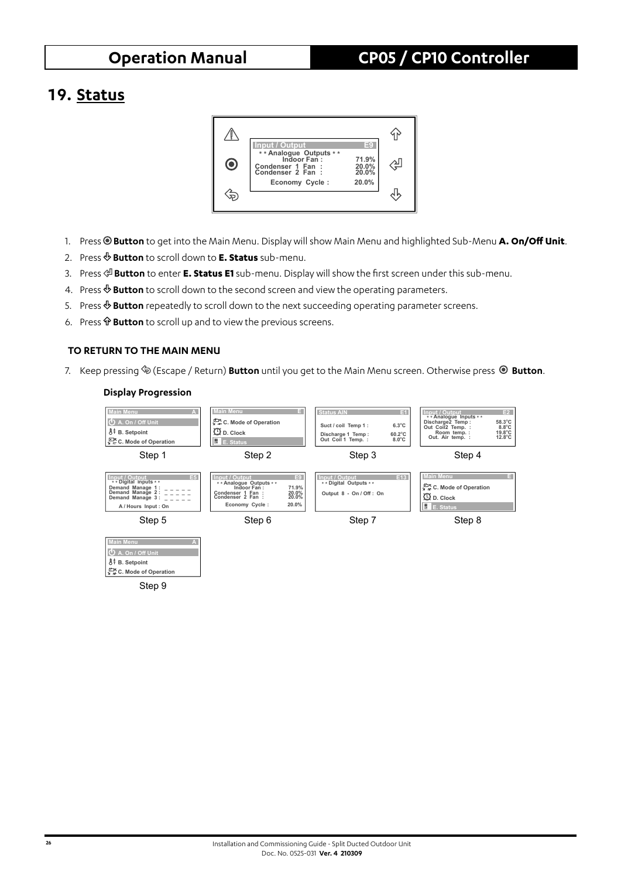# 19. Status

1. Press ⦿ **Button** to get into the Main Menu. Display will show Main Menu and highlighted Sub-Menu **A. On/Off Unit**.
2. Press ⇩ **Button** to scroll down to **E. Status** sub-menu.
3. Press ⏎ **Button** to enter **E. Status E1** sub-menu. Display will show the first screen under this sub-menu.
4. Press ⇩ **Button** to scroll down to the second screen and view the operating parameters.
5. Press ⇩ **Button** repeatedly to scroll down to the next succeeding operating parameter screens.
6. Press ⇧ **Button** to scroll up and to view the previous screens.

**TO RETURN TO THE MAIN MENU**

7. Keep pressing ↩ (Escape / Return) **Button** until you get to the Main Menu screen. Otherwise press ⦿ **Button**.

**Display Progression**

Step 1

Step 2

Step 3

Step 4

Step 5

Step 6

Step 7

Step 8

Step 9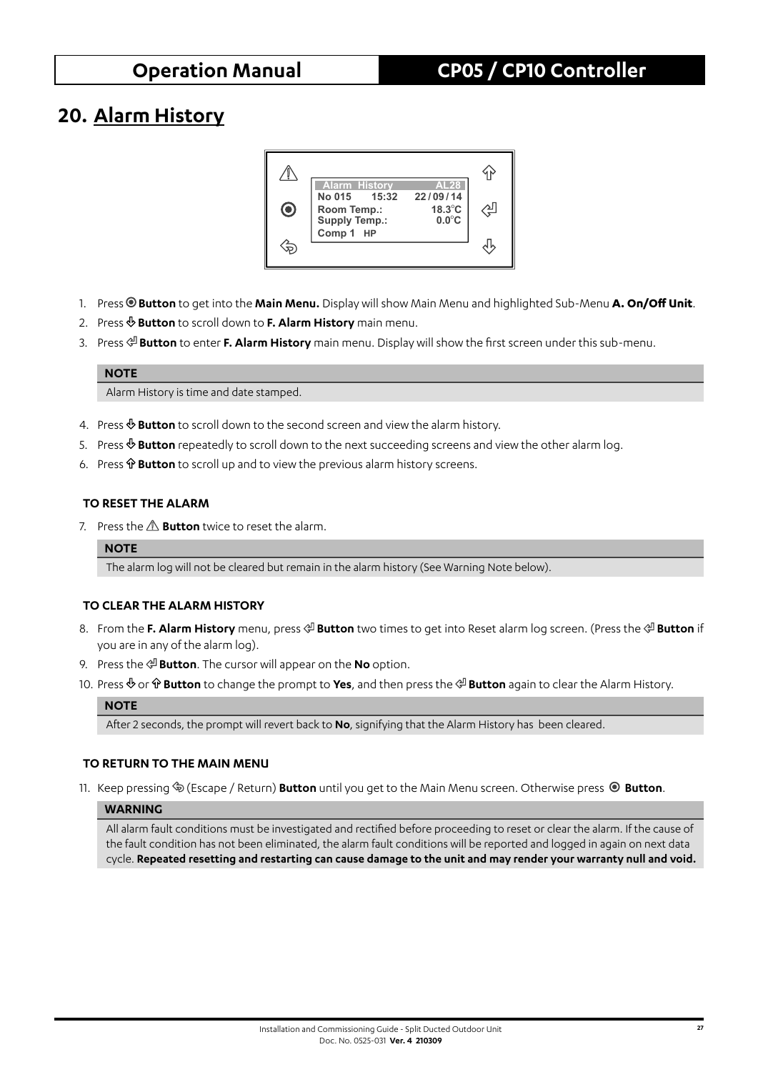# 20. Alarm History

```
Alarm History          AL28
No 015    15:32    22/09/14
Room Temp.:          18.3°C
Supply Temp.:         0.0°C
Comp 1  HP
```

1. Press ◉ **Button** to get into the **Main Menu.** Display will show Main Menu and highlighted Sub-Menu **A. On/Off Unit**.
2. Press ⇩ **Button** to scroll down to **F. Alarm History** main menu.
3. Press ⏎ **Button** to enter **F. Alarm History** main menu. Display will show the first screen under this sub-menu.

**NOTE**

Alarm History is time and date stamped.

4. Press ⇩ **Button** to scroll down to the second screen and view the alarm history.
5. Press ⇩ **Button** repeatedly to scroll down to the next succeeding screens and view the other alarm log.
6. Press ⇧ **Button** to scroll up and to view the previous alarm history screens.

### TO RESET THE ALARM

7. Press the ⚠ **Button** twice to reset the alarm.

**NOTE**

The alarm log will not be cleared but remain in the alarm history (See Warning Note below).

### TO CLEAR THE ALARM HISTORY

8. From the **F. Alarm History** menu, press ⏎ **Button** two times to get into Reset alarm log screen. (Press the ⏎ **Button** if you are in any of the alarm log).
9. Press the ⏎ **Button**. The cursor will appear on the **No** option.
10. Press ⇩ or ⇧ **Button** to change the prompt to **Yes**, and then press the ⏎ **Button** again to clear the Alarm History.

**NOTE**

After 2 seconds, the prompt will revert back to **No**, signifying that the Alarm History has been cleared.

### TO RETURN TO THE MAIN MENU

11. Keep pressing ⮌ (Escape / Return) **Button** until you get to the Main Menu screen. Otherwise press ◉ **Button**.

**WARNING**

All alarm fault conditions must be investigated and rectified before proceeding to reset or clear the alarm. If the cause of the fault condition has not been eliminated, the alarm fault conditions will be reported and logged in again on next data cycle. **Repeated resetting and restarting can cause damage to the unit and may render your warranty null and void.**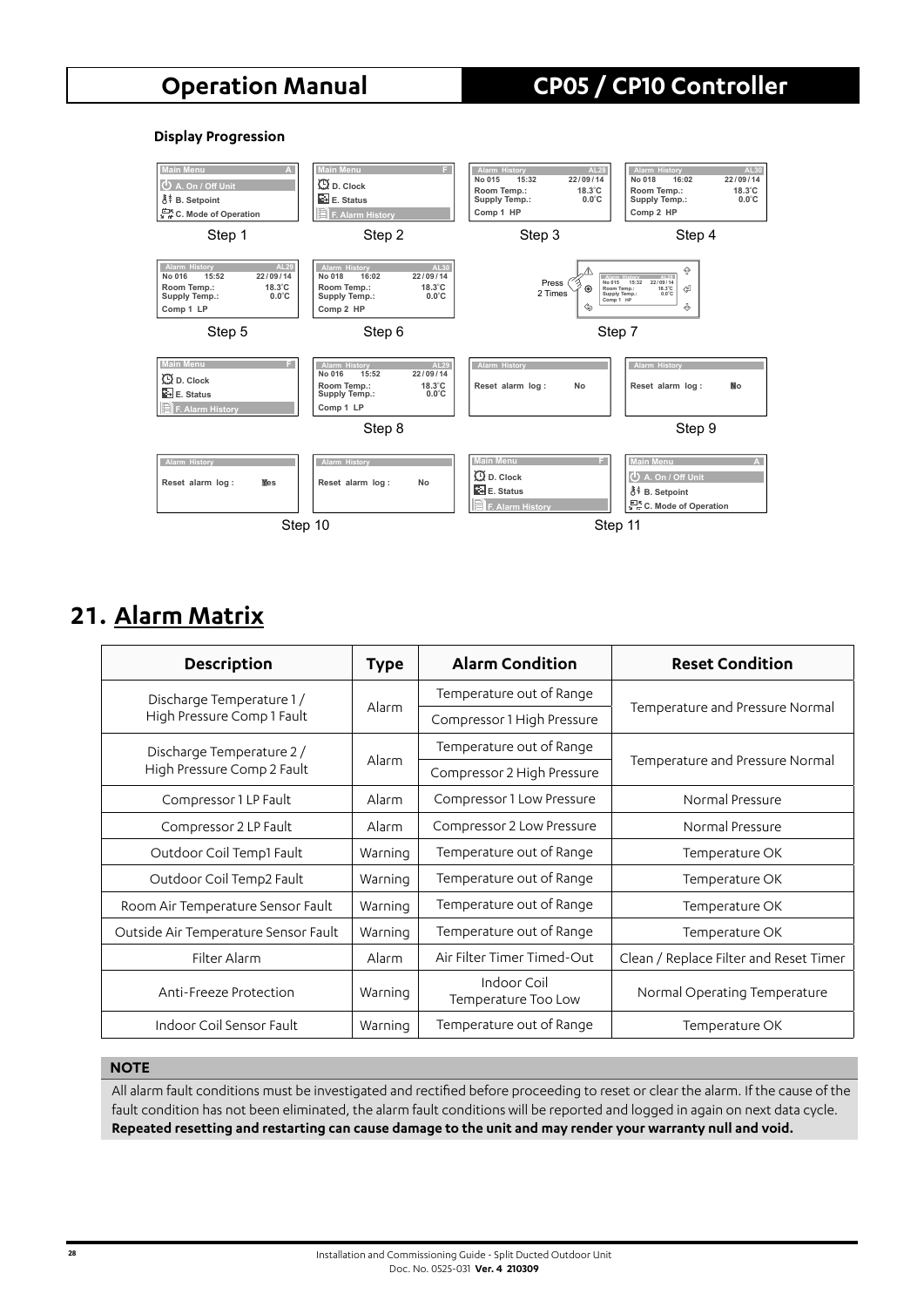**Display Progression**

| Main Menu A | Main Menu F | Alarm History AL28 | Alarm History AL30 |
|---|---|---|---|
| A. On / Off Unit<br>B. Setpoint<br>C. Mode of Operation | D. Clock<br>E. Status<br>F. Alarm History | No 015 15:32 22/09/14<br>Room Temp.: 18.3°C<br>Supply Temp.: 0.0°C<br>Comp 1 HP | No 018 16:02 22/09/14<br>Room Temp.: 18.3°C<br>Supply Temp.: 0.0°C<br>Comp 2 HP |
| Step 1 | Step 2 | Step 3 | Step 4 |

| Alarm History AL29 | Alarm History AL30 | Step 7 |
|---|---|---|
| No 016 15:52 22/09/14<br>Room Temp.: 18.3°C<br>Supply Temp.: 0.0°C<br>Comp 1 LP | No 018 16:02 22/09/14<br>Room Temp.: 18.3°C<br>Supply Temp.: 0.0°C<br>Comp 2 HP | Press 2 Times |
| Step 5 | Step 6 | Step 7 |

| Main Menu F | Alarm History AL29 | Alarm History | Alarm History |
|---|---|---|---|
| D. Clock<br>E. Status<br>F. Alarm History | No 016 15:52 22/09/14<br>Room Temp.: 18.3°C<br>Supply Temp.: 0.0°C<br>Comp 1 LP | Reset alarm log : No | Reset alarm log : No |
| | Step 8 | | Step 9 |

| Alarm History | Alarm History | Main Menu F | Main Menu A |
|---|---|---|---|
| Reset alarm log : Yes | Reset alarm log : No | D. Clock<br>E. Status<br>F. Alarm History | A. On / Off Unit<br>B. Setpoint<br>C. Mode of Operation |
| Step 10 | | Step 11 | |

# 21. Alarm Matrix

| Description | Type | Alarm Condition | Reset Condition |
|---|---|---|---|
| Discharge Temperature 1 / High Pressure Comp 1 Fault | Alarm | Temperature out of Range<br>Compressor 1 High Pressure | Temperature and Pressure Normal |
| Discharge Temperature 2 / High Pressure Comp 2 Fault | Alarm | Temperature out of Range<br>Compressor 2 High Pressure | Temperature and Pressure Normal |
| Compressor 1 LP Fault | Alarm | Compressor 1 Low Pressure | Normal Pressure |
| Compressor 2 LP Fault | Alarm | Compressor 2 Low Pressure | Normal Pressure |
| Outdoor Coil Temp1 Fault | Warning | Temperature out of Range | Temperature OK |
| Outdoor Coil Temp2 Fault | Warning | Temperature out of Range | Temperature OK |
| Room Air Temperature Sensor Fault | Warning | Temperature out of Range | Temperature OK |
| Outside Air Temperature Sensor Fault | Warning | Temperature out of Range | Temperature OK |
| Filter Alarm | Alarm | Air Filter Timer Timed-Out | Clean / Replace Filter and Reset Timer |
| Anti-Freeze Protection | Warning | Indoor Coil Temperature Too Low | Normal Operating Temperature |
| Indoor Coil Sensor Fault | Warning | Temperature out of Range | Temperature OK |

**NOTE**

All alarm fault conditions must be investigated and rectified before proceeding to reset or clear the alarm. If the cause of the fault condition has not been eliminated, the alarm fault conditions will be reported and logged in again on next data cycle. **Repeated resetting and restarting can cause damage to the unit and may render your warranty null and void.**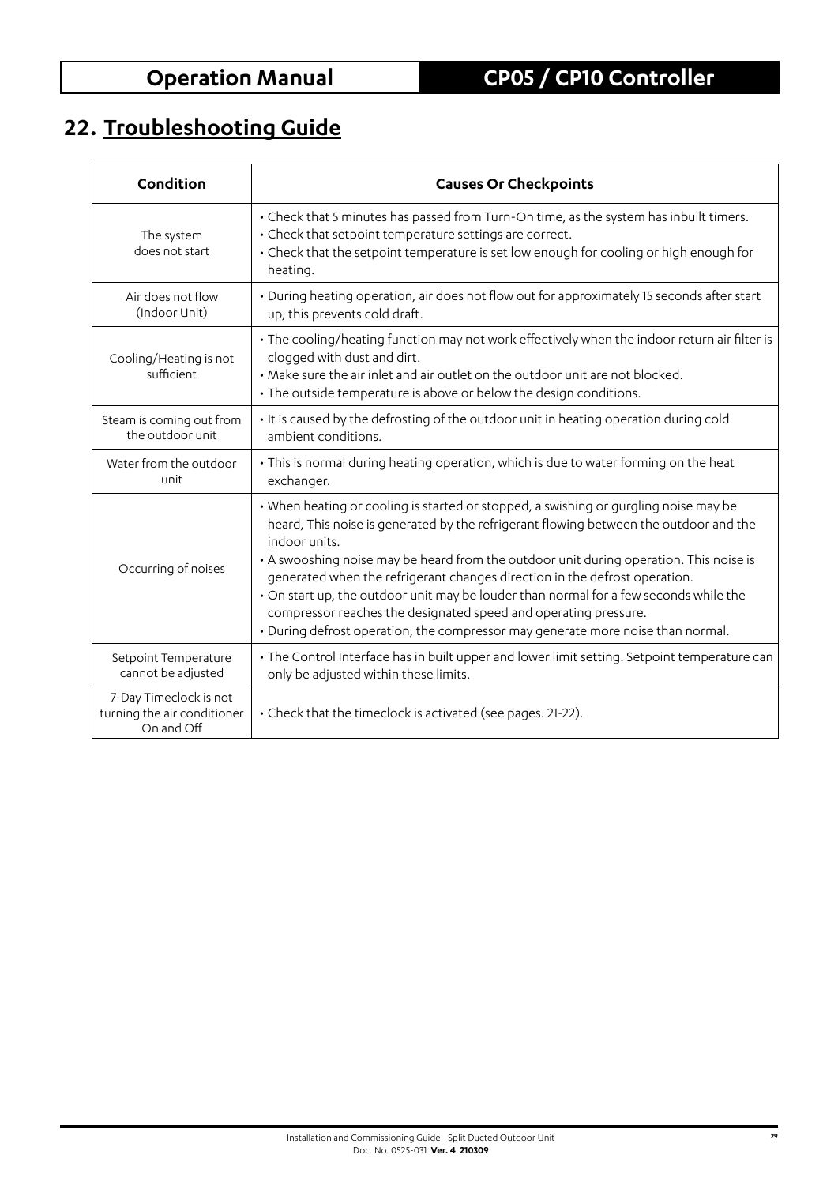## 22. Troubleshooting Guide

| Condition | Causes Or Checkpoints |
|---|---|
| The system does not start | • Check that 5 minutes has passed from Turn-On time, as the system has inbuilt timers.<br>• Check that setpoint temperature settings are correct.<br>• Check that the setpoint temperature is set low enough for cooling or high enough for heating. |
| Air does not flow (Indoor Unit) | • During heating operation, air does not flow out for approximately 15 seconds after start up, this prevents cold draft. |
| Cooling/Heating is not sufficient | • The cooling/heating function may not work effectively when the indoor return air filter is clogged with dust and dirt.<br>• Make sure the air inlet and air outlet on the outdoor unit are not blocked.<br>• The outside temperature is above or below the design conditions. |
| Steam is coming out from the outdoor unit | • It is caused by the defrosting of the outdoor unit in heating operation during cold ambient conditions. |
| Water from the outdoor unit | • This is normal during heating operation, which is due to water forming on the heat exchanger. |
| Occurring of noises | • When heating or cooling is started or stopped, a swishing or gurgling noise may be heard, This noise is generated by the refrigerant flowing between the outdoor and the indoor units.<br>• A swooshing noise may be heard from the outdoor unit during operation. This noise is generated when the refrigerant changes direction in the defrost operation.<br>• On start up, the outdoor unit may be louder than normal for a few seconds while the compressor reaches the designated speed and operating pressure.<br>• During defrost operation, the compressor may generate more noise than normal. |
| Setpoint Temperature cannot be adjusted | • The Control Interface has in built upper and lower limit setting. Setpoint temperature can only be adjusted within these limits. |
| 7-Day Timeclock is not turning the air conditioner On and Off | • Check that the timeclock is activated (see pages. 21-22). |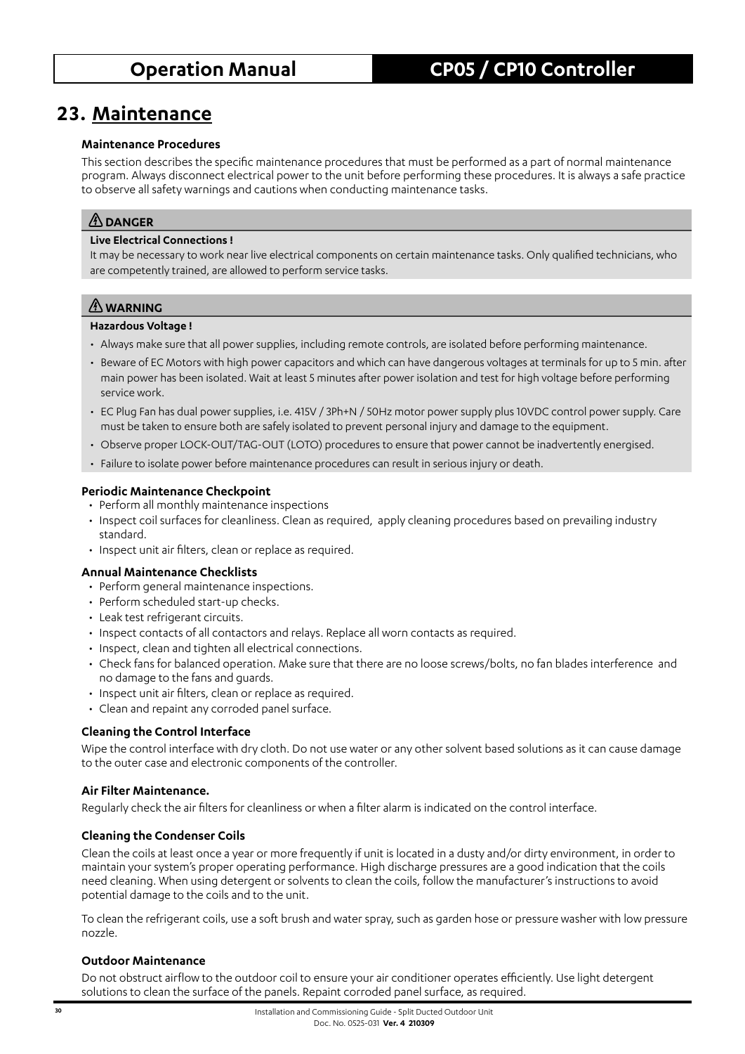# 23. Maintenance

### Maintenance Procedures

This section describes the specific maintenance procedures that must be performed as a part of normal maintenance program. Always disconnect electrical power to the unit before performing these procedures. It is always a safe practice to observe all safety warnings and cautions when conducting maintenance tasks.

**⚠ DANGER**

**Live Electrical Connections !**

It may be necessary to work near live electrical components on certain maintenance tasks. Only qualified technicians, who are competently trained, are allowed to perform service tasks.

**⚠ WARNING**

**Hazardous Voltage !**

- Always make sure that all power supplies, including remote controls, are isolated before performing maintenance.
- Beware of EC Motors with high power capacitors and which can have dangerous voltages at terminals for up to 5 min. after main power has been isolated. Wait at least 5 minutes after power isolation and test for high voltage before performing service work.
- EC Plug Fan has dual power supplies, i.e. 415V / 3Ph+N / 50Hz motor power supply plus 10VDC control power supply. Care must be taken to ensure both are safely isolated to prevent personal injury and damage to the equipment.
- Observe proper LOCK-OUT/TAG-OUT (LOTO) procedures to ensure that power cannot be inadvertently energised.
- Failure to isolate power before maintenance procedures can result in serious injury or death.

### Periodic Maintenance Checkpoint

- Perform all monthly maintenance inspections
- Inspect coil surfaces for cleanliness. Clean as required, apply cleaning procedures based on prevailing industry standard.
- Inspect unit air filters, clean or replace as required.

### Annual Maintenance Checklists

- Perform general maintenance inspections.
- Perform scheduled start-up checks.
- Leak test refrigerant circuits.
- Inspect contacts of all contactors and relays. Replace all worn contacts as required.
- Inspect, clean and tighten all electrical connections.
- Check fans for balanced operation. Make sure that there are no loose screws/bolts, no fan blades interference and no damage to the fans and guards.
- Inspect unit air filters, clean or replace as required.
- Clean and repaint any corroded panel surface.

### Cleaning the Control Interface

Wipe the control interface with dry cloth. Do not use water or any other solvent based solutions as it can cause damage to the outer case and electronic components of the controller.

### Air Filter Maintenance.

Regularly check the air filters for cleanliness or when a filter alarm is indicated on the control interface.

### Cleaning the Condenser Coils

Clean the coils at least once a year or more frequently if unit is located in a dusty and/or dirty environment, in order to maintain your system's proper operating performance. High discharge pressures are a good indication that the coils need cleaning. When using detergent or solvents to clean the coils, follow the manufacturer's instructions to avoid potential damage to the coils and to the unit.

To clean the refrigerant coils, use a soft brush and water spray, such as garden hose or pressure washer with low pressure nozzle.

### Outdoor Maintenance

Do not obstruct airflow to the outdoor coil to ensure your air conditioner operates efficiently. Use light detergent solutions to clean the surface of the panels. Repaint corroded panel surface, as required.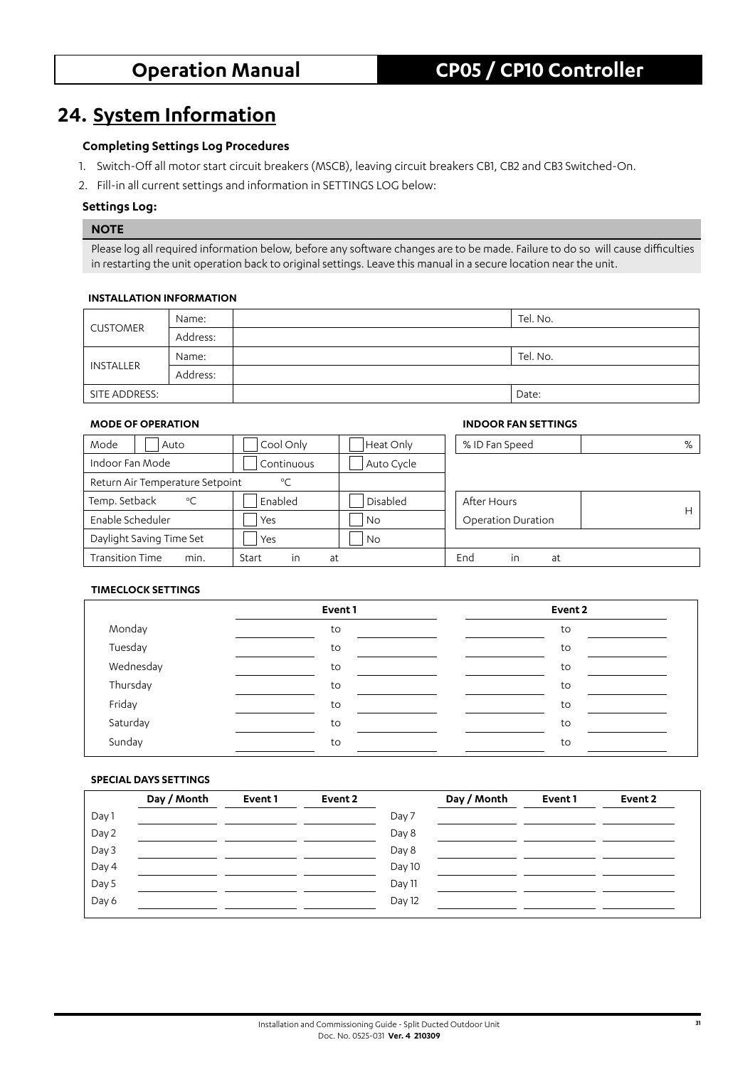# 24. System Information

### Completing Settings Log Procedures

1. Switch-Off all motor start circuit breakers (MSCB), leaving circuit breakers CB1, CB2 and CB3 Switched-On.
2. Fill-in all current settings and information in SETTINGS LOG below:

### Settings Log:

**NOTE**

Please log all required information below, before any software changes are to be made. Failure to do so will cause difficulties in restarting the unit operation back to original settings. Leave this manual in a secure location near the unit.

**INSTALLATION INFORMATION**

| | | | |
|---|---|---|---|
| CUSTOMER | Name: | | Tel. No. |
| | Address: | | |
| INSTALLER | Name: | | Tel. No. |
| | Address: | | |
| SITE ADDRESS: | | | Date: |

**MODE OF OPERATION**

| | | | |
|---|---|---|---|
| Mode ☐ Auto | ☐ Cool Only | ☐ Heat Only | |
| Indoor Fan Mode | ☐ Continuous | ☐ Auto Cycle | |
| Return Air Temperature Setpoint | °C | | |
| Temp. Setback °C | ☐ Enabled | ☐ Disabled | |
| Enable Scheduler | ☐ Yes | ☐ No | |
| Daylight Saving Time Set | ☐ Yes | ☐ No | |
| Transition Time min. | Start in at | | End in at |

**INDOOR FAN SETTINGS**

| | |
|---|---|
| % ID Fan Speed | % |
| After Hours Operation Duration | H |

**TIMECLOCK SETTINGS**

| | Event 1 | | | Event 2 | | |
|---|---|---|---|---|---|---|
| Monday | | to | | | to | |
| Tuesday | | to | | | to | |
| Wednesday | | to | | | to | |
| Thursday | | to | | | to | |
| Friday | | to | | | to | |
| Saturday | | to | | | to | |
| Sunday | | to | | | to | |

**SPECIAL DAYS SETTINGS**

| | Day / Month | Event 1 | Event 2 | | Day / Month | Event 1 | Event 2 |
|---|---|---|---|---|---|---|---|
| Day 1 | | | | Day 7 | | | |
| Day 2 | | | | Day 8 | | | |
| Day 3 | | | | Day 8 | | | |
| Day 4 | | | | Day 10 | | | |
| Day 5 | | | | Day 11 | | | |
| Day 6 | | | | Day 12 | | | |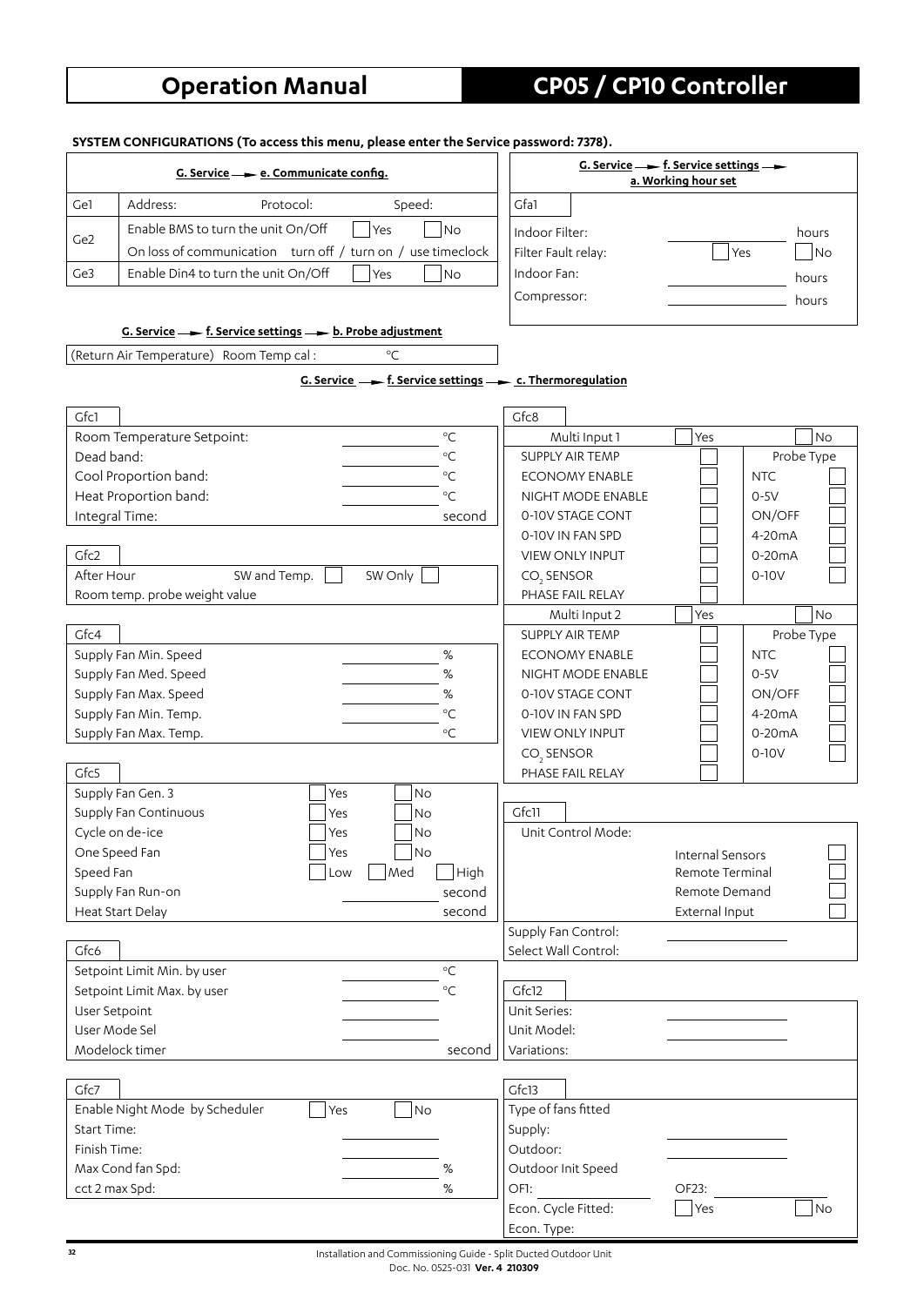## SYSTEM CONFIGURATIONS (To access this menu, please enter the Service password: 7378).

**G. Service → e. Communicate config.**

| | | | |
|---|---|---|---|
| Ge1 | Address: | Protocol: | Speed: |
| Ge2 | Enable BMS to turn the unit On/Off | Yes | No |
| | On loss of communication turn off / turn on / use timeclock | | |
| Ge3 | Enable Din4 to turn the unit On/Off | Yes | No |

**G. Service → f. Service settings → a. Working hour set**

| Gfa1 | | | |
|---|---|---|---|
| Indoor Filter: | | | hours |
| Filter Fault relay: | | Yes | No |
| Indoor Fan: | | | hours |
| Compressor: | | | hours |

**G. Service → f. Service settings → b. Probe adjustment**

| | | |
|---|---|---|
| (Return Air Temperature) Room Temp cal : | | °C |

**G. Service → f. Service settings → c. Thermoregulation**

| Gfc1 | | |
|---|---|---|
| Room Temperature Setpoint: | | °C |
| Dead band: | | °C |
| Cool Proportion band: | | °C |
| Heat Proportion band: | | °C |
| Integral Time: | | second |

| Gfc2 | | |
|---|---|---|
| After Hour | SW and Temp. | SW Only |
| Room temp. probe weight value | | |

| Gfc4 | | |
|---|---|---|
| Supply Fan Min. Speed | | % |
| Supply Fan Med. Speed | | % |
| Supply Fan Max. Speed | | % |
| Supply Fan Min. Temp. | | °C |
| Supply Fan Max. Temp. | | °C |

| Gfc5 | | | |
|---|---|---|---|
| Supply Fan Gen. 3 | Yes | No | |
| Supply Fan Continuous | Yes | No | |
| Cycle on de-ice | Yes | No | |
| One Speed Fan | Yes | No | |
| Speed Fan | Low | Med | High |
| Supply Fan Run-on | | | second |
| Heat Start Delay | | | second |

| Gfc6 | | |
|---|---|---|
| Setpoint Limit Min. by user | | °C |
| Setpoint Limit Max. by user | | °C |
| User Setpoint | | |
| User Mode Sel | | |
| Modelock timer | | second |

| Gfc7 | | |
|---|---|---|
| Enable Night Mode by Scheduler | Yes | No |
| Start Time: | | |
| Finish Time: | | |
| Max Cond fan Spd: | | % |
| cct 2 max Spd: | | % |

| Gfc8 | | | |
|---|---|---|---|
| Multi Input 1 | Yes | | No |
| SUPPLY AIR TEMP | | Probe Type | |
| ECONOMY ENABLE | | NTC | |
| NIGHT MODE ENABLE | | 0-5V | |
| 0-10V STAGE CONT | | ON/OFF | |
| 0-10V IN FAN SPD | | 4-20mA | |
| VIEW ONLY INPUT | | 0-20mA | |
| $CO_2$ SENSOR | | 0-10V | |
| PHASE FAIL RELAY | | | |
| Multi Input 2 | Yes | | No |
| SUPPLY AIR TEMP | | Probe Type | |
| ECONOMY ENABLE | | NTC | |
| NIGHT MODE ENABLE | | 0-5V | |
| 0-10V STAGE CONT | | ON/OFF | |
| 0-10V IN FAN SPD | | 4-20mA | |
| VIEW ONLY INPUT | | 0-20mA | |
| $CO_2$ SENSOR | | 0-10V | |
| PHASE FAIL RELAY | | | |

| Gfc11 | | |
|---|---|---|
| Unit Control Mode: | | |
| | Internal Sensors | |
| | Remote Terminal | |
| | Remote Demand | |
| | External Input | |
| Supply Fan Control: | | |
| Select Wall Control: | | |

| Gfc12 | |
|---|---|
| Unit Series: | |
| Unit Model: | |
| Variations: | |

| Gfc13 | | | |
|---|---|---|---|
| Type of fans fitted | | | |
| Supply: | | | |
| Outdoor: | | | |
| Outdoor Init Speed | | | |
| OF1: | | OF23: | |
| Econ. Cycle Fitted: | | Yes | No |
| Econ. Type: | | | |

Installation and Commissioning Guide - Split Ducted Outdoor Unit
Doc. No. 0525-031 **Ver. 4 210309**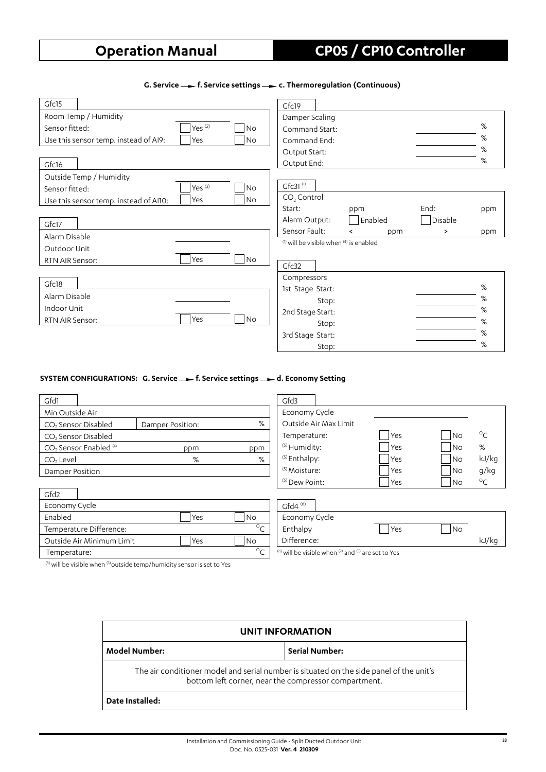**G. Service → f. Service settings → c. Thermoregulation (Continuous)**

| Gfc15 | | |
|---|---|---|
| Room Temp / Humidity | | |
| Sensor fitted: | Yes [2] | No |
| Use this sensor temp. instead of AI9: | Yes | No |

| Gfc16 | | |
|---|---|---|
| Outside Temp / Humidity | | |
| Sensor fitted: | Yes [3] | No |
| Use this sensor temp. instead of AI10: | Yes | No |

| Gfc17 | | |
|---|---|---|
| Alarm Disable | | |
| Outdoor Unit | | |
| RTN AIR Sensor: | Yes | No |

| Gfc18 | | |
|---|---|---|
| Alarm Disable | | |
| Indoor Unit | | |
| RTN AIR Sensor: | Yes | No |

| Gfc19 | |
|---|---|
| Damper Scaling | |
| Command Start: | % |
| Command End: | % |
| Output Start: | % |
| Output End: | % |

| Gfc31 [1] | | | |
|---|---|---|---|
| $CO_2$ Control | | | |
| Start: | ppm | End: | ppm |
| Alarm Output: | Enabled | Disable | |
| Sensor Fault: | < ppm | > | ppm |

[1] will be visible when [4] is enabled

| Gfc32 | | |
|---|---|---|
| Compressors | | |
| 1st Stage | Start: | % |
| | Stop: | % |
| 2nd Stage | Start: | % |
| | Stop: | % |
| 3rd Stage | Start: | % |
| | Stop: | % |

**SYSTEM CONFIGURATIONS: G. Service → f. Service settings → d. Economy Setting**

| Gfd1 | | |
|---|---|---|
| Min Outside Air | | |
| $CO_2$ Sensor Disabled | Damper Position: | % |
| $CO_2$ Sensor Disabled | | |
| $CO_2$ Sensor Enabled [4] | ppm | ppm |
| $CO_2$ Level | % | % |
| Damper Position | | |

| Gfd2 | | |
|---|---|---|
| Economy Cycle | | |
| Enabled | Yes | No |
| Temperature Difference: | | °C |
| Outside Air Minimum Limit | Yes | No |
| Temperature: | | °C |

[5] will be visible when [3] outside temp/humidity sensor is set to Yes

| Gfd3 | | | |
|---|---|---|---|
| Economy Cycle | | | |
| Outside Air Max Limit | | | |
| Temperature: | Yes | No | °C |
| [5] Humidity: | Yes | No | % |
| [5] Enthalpy: | Yes | No | kJ/kg |
| [5] Moisture: | Yes | No | g/kg |
| [5] Dew Point: | Yes | No | °C |

| Gfd4 [6] | | | |
|---|---|---|---|
| Economy Cycle | | | |
| Enthalpy | Yes | No | |
| Difference: | | | kJ/kg |

[6] will be visible when [2] and [3] are set to Yes

| UNIT INFORMATION | |
|---|---|
| **Model Number:** | **Serial Number:** |
| The air conditioner model and serial number is situated on the side panel of the unit's bottom left corner, near the compressor compartment. | |
| **Date Installed:** | |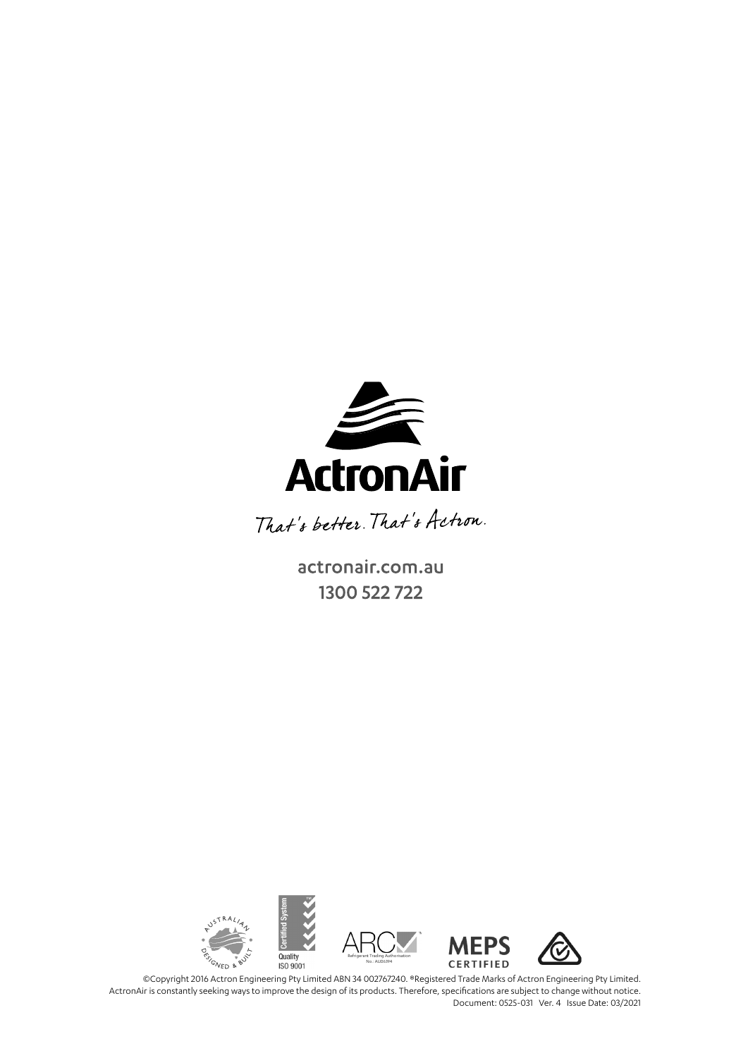ActronAir

That's better. That's Actron.

actronair.com.au

1300 522 722

AUSTRALIAN DESIGNED & BUILT

Certified System Quality ISO 9001

ARC Refrigerant Trading Authorisation No.: AU06394

MEPS CERTIFIED

©Copyright 2016 Actron Engineering Pty Limited ABN 34 002767240. ®Registered Trade Marks of Actron Engineering Pty Limited.
ActronAir is constantly seeking ways to improve the design of its products. Therefore, specifications are subject to change without notice.
Document: 0525-031 Ver. 4 Issue Date: 03/2021